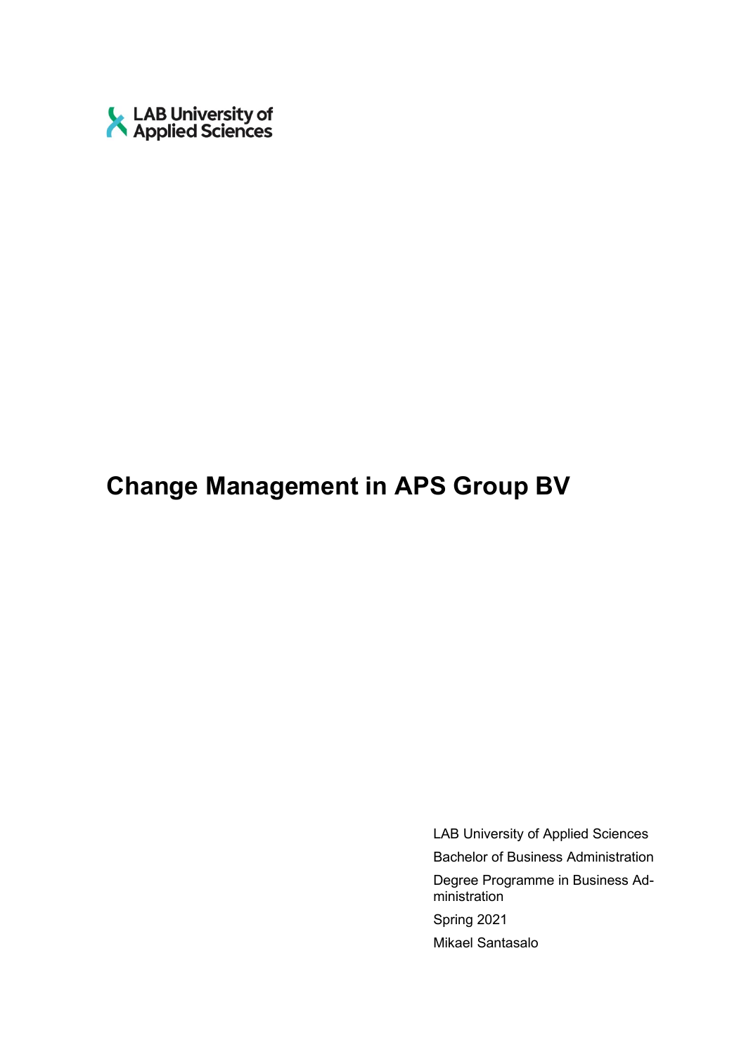LAB University of Applied Sciences

# Change Management in APS Group BV

LAB University of Applied Sciences

Bachelor of Business Administration

Degree Programme in Business Administration

Spring 2021

Mikael Santasalo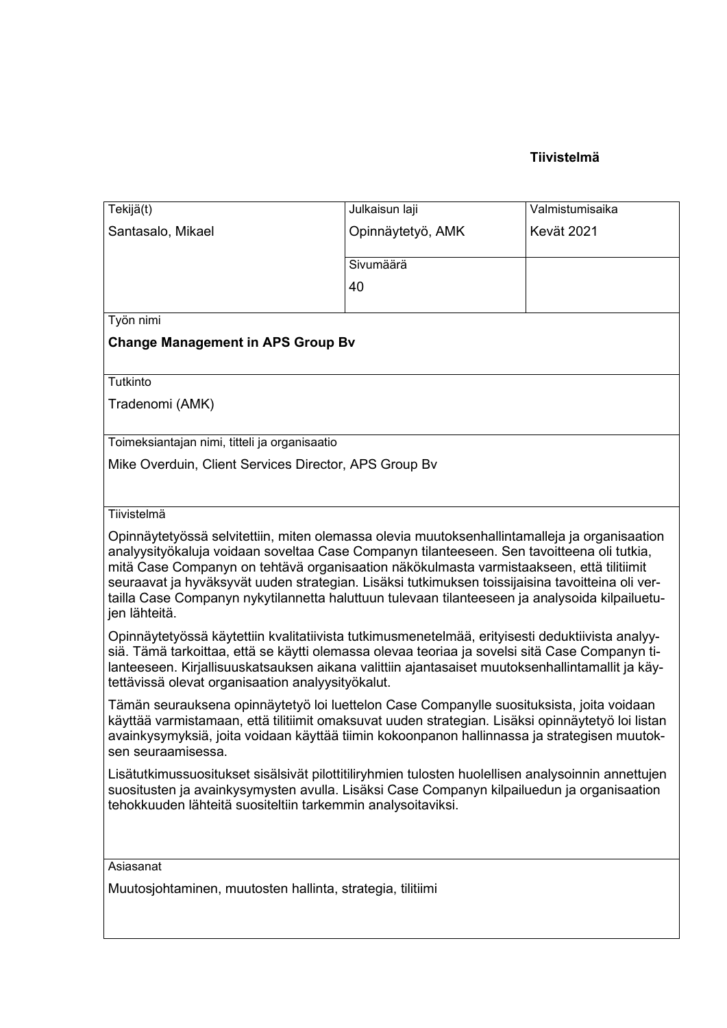**Tiivistelmä**

| Tekijä(t) | Julkaisun laji | Valmistumisaika |
|---|---|---|
| Santasalo, Mikael | Opinnäytetyö, AMK | Kevät 2021 |
| | Sivumäärä | |
| | 40 | |

**Työn nimi**

**Change Management in APS Group Bv**

**Tutkinto**

Tradenomi (AMK)

**Toimeksiantajan nimi, titteli ja organisaatio**

Mike Overduin, Client Services Director, APS Group Bv

**Tiivistelmä**

Opinnäytetyössä selvitettiin, miten olemassa olevia muutoksenhallintamalleja ja organisaation analyysityökaluja voidaan soveltaa Case Companyn tilanteeseen. Sen tavoitteena oli tutkia, mitä Case Companyn on tehtävä organisaation näkökulmasta varmistaakseen, että tilitiimit seuraavat ja hyväksyvät uuden strategian. Lisäksi tutkimuksen toissijaisina tavoitteina oli vertailla Case Companyn nykytilannetta haluttuun tulevaan tilanteeseen ja analysoida kilpailuetujen lähteitä.

Opinnäytetyössä käytettiin kvalitatiivista tutkimusmenetelmää, erityisesti deduktiivista analyysiä. Tämä tarkoittaa, että se käytti olemassa olevaa teoriaa ja sovelsi sitä Case Companyn tilanteeseen. Kirjallisuuskatsauksen aikana valittiin ajantasaiset muutoksenhallintamallit ja käytettävissä olevat organisaation analyysityökalut.

Tämän seurauksena opinnäytetyö loi luettelon Case Companylle suosituksista, joita voidaan käyttää varmistamaan, että tilitiimit omaksuvat uuden strategian. Lisäksi opinnäytetyö loi listan avainkysymyksiä, joita voidaan käyttää tiimin kokoonpanon hallinnassa ja strategisen muutoksen seuraamisessa.

Lisätutkimussuositukset sisälsivät pilottitiliryhmien tulosten huolellisen analysoinnin annettujen suositusten ja avainkysymysten avulla. Lisäksi Case Companyn kilpailuedun ja organisaation tehokkuuden lähteitä suositeltiin tarkemmin analysoitaviksi.

**Asiasanat**

Muutosjohtaminen, muutosten hallinta, strategia, tilitiimi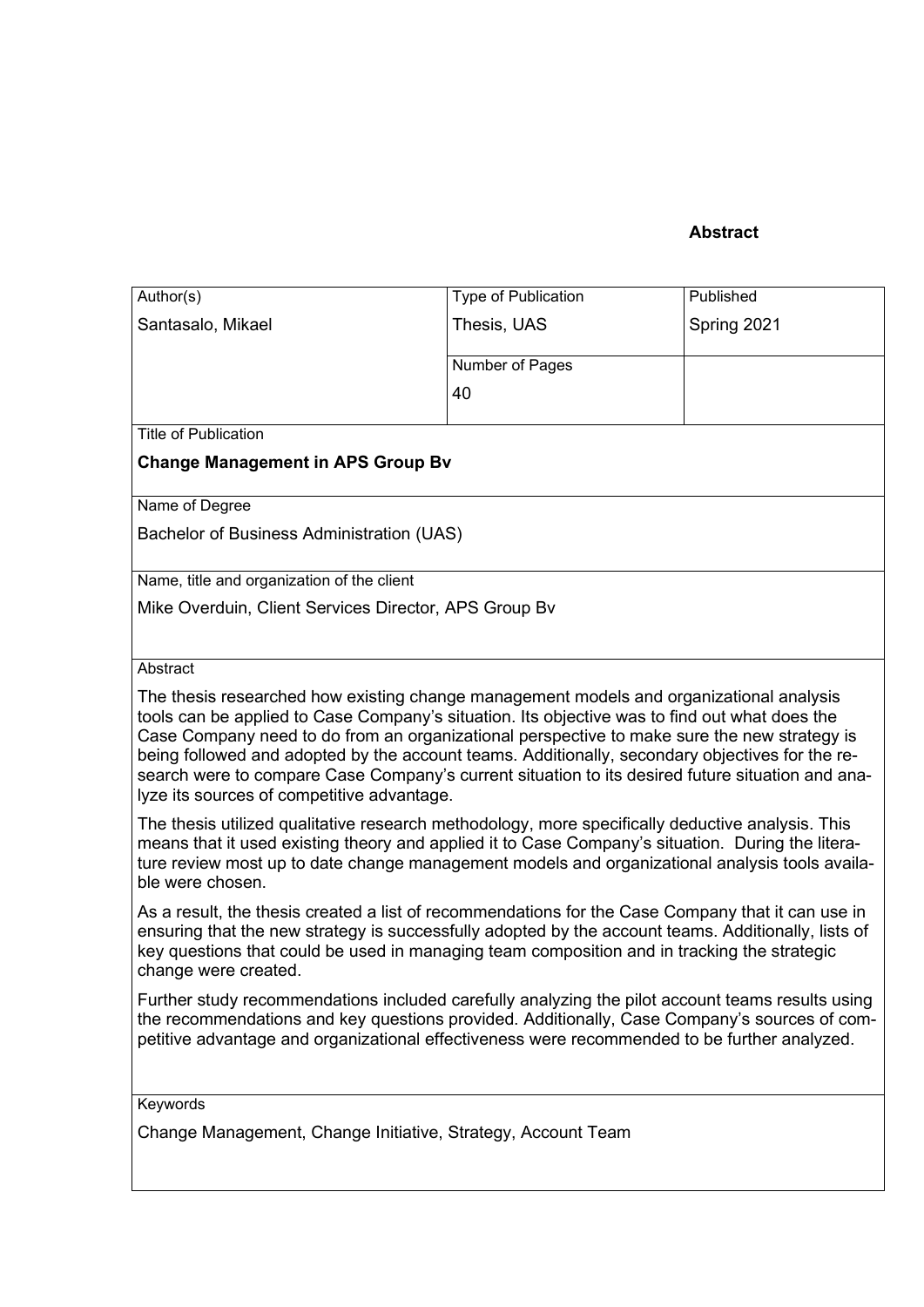**Abstract**

| Author(s) | Type of Publication | Published |
|---|---|---|
| Santasalo, Mikael | Thesis, UAS | Spring 2021 |
| | Number of Pages | |
| | 40 | |

Title of Publication

**Change Management in APS Group Bv**

Name of Degree

Bachelor of Business Administration (UAS)

Name, title and organization of the client

Mike Overduin, Client Services Director, APS Group Bv

Abstract

The thesis researched how existing change management models and organizational analysis tools can be applied to Case Company's situation. Its objective was to find out what does the Case Company need to do from an organizational perspective to make sure the new strategy is being followed and adopted by the account teams. Additionally, secondary objectives for the research were to compare Case Company's current situation to its desired future situation and analyze its sources of competitive advantage.

The thesis utilized qualitative research methodology, more specifically deductive analysis. This means that it used existing theory and applied it to Case Company's situation. During the literature review most up to date change management models and organizational analysis tools available were chosen.

As a result, the thesis created a list of recommendations for the Case Company that it can use in ensuring that the new strategy is successfully adopted by the account teams. Additionally, lists of key questions that could be used in managing team composition and in tracking the strategic change were created.

Further study recommendations included carefully analyzing the pilot account teams results using the recommendations and key questions provided. Additionally, Case Company's sources of competitive advantage and organizational effectiveness were recommended to be further analyzed.

Keywords

Change Management, Change Initiative, Strategy, Account Team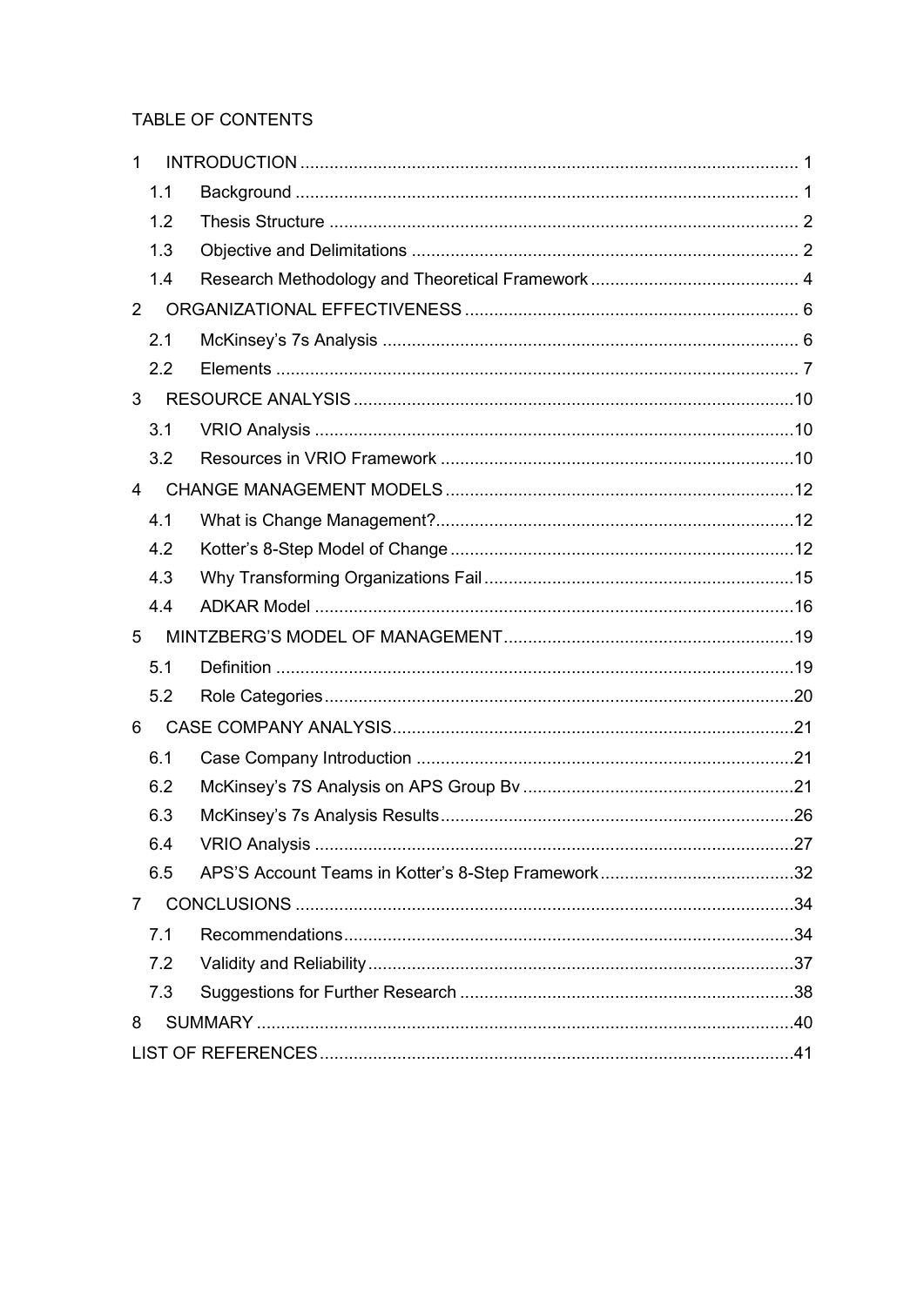TABLE OF CONTENTS

| | | |
|---|---|---|
| 1 | INTRODUCTION | 1 |
| 1.1 | Background | 1 |
| 1.2 | Thesis Structure | 2 |
| 1.3 | Objective and Delimitations | 2 |
| 1.4 | Research Methodology and Theoretical Framework | 4 |
| 2 | ORGANIZATIONAL EFFECTIVENESS | 6 |
| 2.1 | McKinsey's 7s Analysis | 6 |
| 2.2 | Elements | 7 |
| 3 | RESOURCE ANALYSIS | 10 |
| 3.1 | VRIO Analysis | 10 |
| 3.2 | Resources in VRIO Framework | 10 |
| 4 | CHANGE MANAGEMENT MODELS | 12 |
| 4.1 | What is Change Management? | 12 |
| 4.2 | Kotter's 8-Step Model of Change | 12 |
| 4.3 | Why Transforming Organizations Fail | 15 |
| 4.4 | ADKAR Model | 16 |
| 5 | MINTZBERG'S MODEL OF MANAGEMENT | 19 |
| 5.1 | Definition | 19 |
| 5.2 | Role Categories | 20 |
| 6 | CASE COMPANY ANALYSIS | 21 |
| 6.1 | Case Company Introduction | 21 |
| 6.2 | McKinsey's 7S Analysis on APS Group Bv | 21 |
| 6.3 | McKinsey's 7s Analysis Results | 26 |
| 6.4 | VRIO Analysis | 27 |
| 6.5 | APS'S Account Teams in Kotter's 8-Step Framework | 32 |
| 7 | CONCLUSIONS | 34 |
| 7.1 | Recommendations | 34 |
| 7.2 | Validity and Reliability | 37 |
| 7.3 | Suggestions for Further Research | 38 |
| 8 | SUMMARY | 40 |
| | LIST OF REFERENCES | 41 |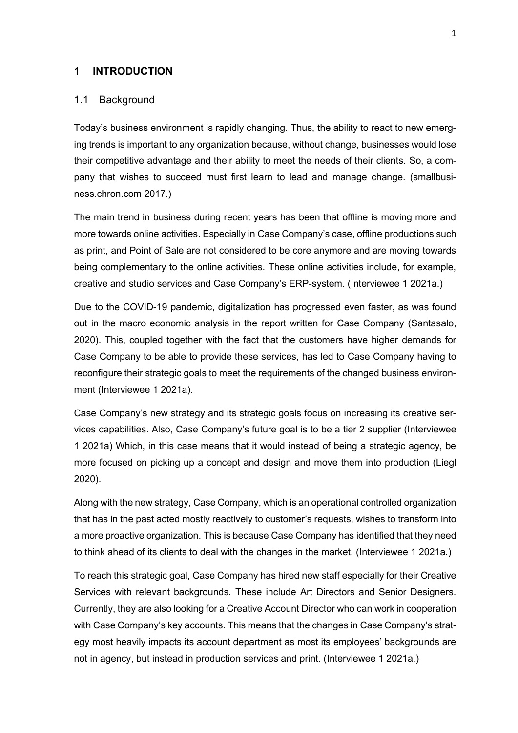# 1 INTRODUCTION

## 1.1 Background

Today's business environment is rapidly changing. Thus, the ability to react to new emerging trends is important to any organization because, without change, businesses would lose their competitive advantage and their ability to meet the needs of their clients. So, a company that wishes to succeed must first learn to lead and manage change. (smallbusiness.chron.com 2017.)

The main trend in business during recent years has been that offline is moving more and more towards online activities. Especially in Case Company's case, offline productions such as print, and Point of Sale are not considered to be core anymore and are moving towards being complementary to the online activities. These online activities include, for example, creative and studio services and Case Company's ERP-system. (Interviewee 1 2021a.)

Due to the COVID-19 pandemic, digitalization has progressed even faster, as was found out in the macro economic analysis in the report written for Case Company (Santasalo, 2020). This, coupled together with the fact that the customers have higher demands for Case Company to be able to provide these services, has led to Case Company having to reconfigure their strategic goals to meet the requirements of the changed business environment (Interviewee 1 2021a).

Case Company's new strategy and its strategic goals focus on increasing its creative services capabilities. Also, Case Company's future goal is to be a tier 2 supplier (Interviewee 1 2021a) Which, in this case means that it would instead of being a strategic agency, be more focused on picking up a concept and design and move them into production (Liegl 2020).

Along with the new strategy, Case Company, which is an operational controlled organization that has in the past acted mostly reactively to customer's requests, wishes to transform into a more proactive organization. This is because Case Company has identified that they need to think ahead of its clients to deal with the changes in the market. (Interviewee 1 2021a.)

To reach this strategic goal, Case Company has hired new staff especially for their Creative Services with relevant backgrounds. These include Art Directors and Senior Designers. Currently, they are also looking for a Creative Account Director who can work in cooperation with Case Company's key accounts. This means that the changes in Case Company's strategy most heavily impacts its account department as most its employees' backgrounds are not in agency, but instead in production services and print. (Interviewee 1 2021a.)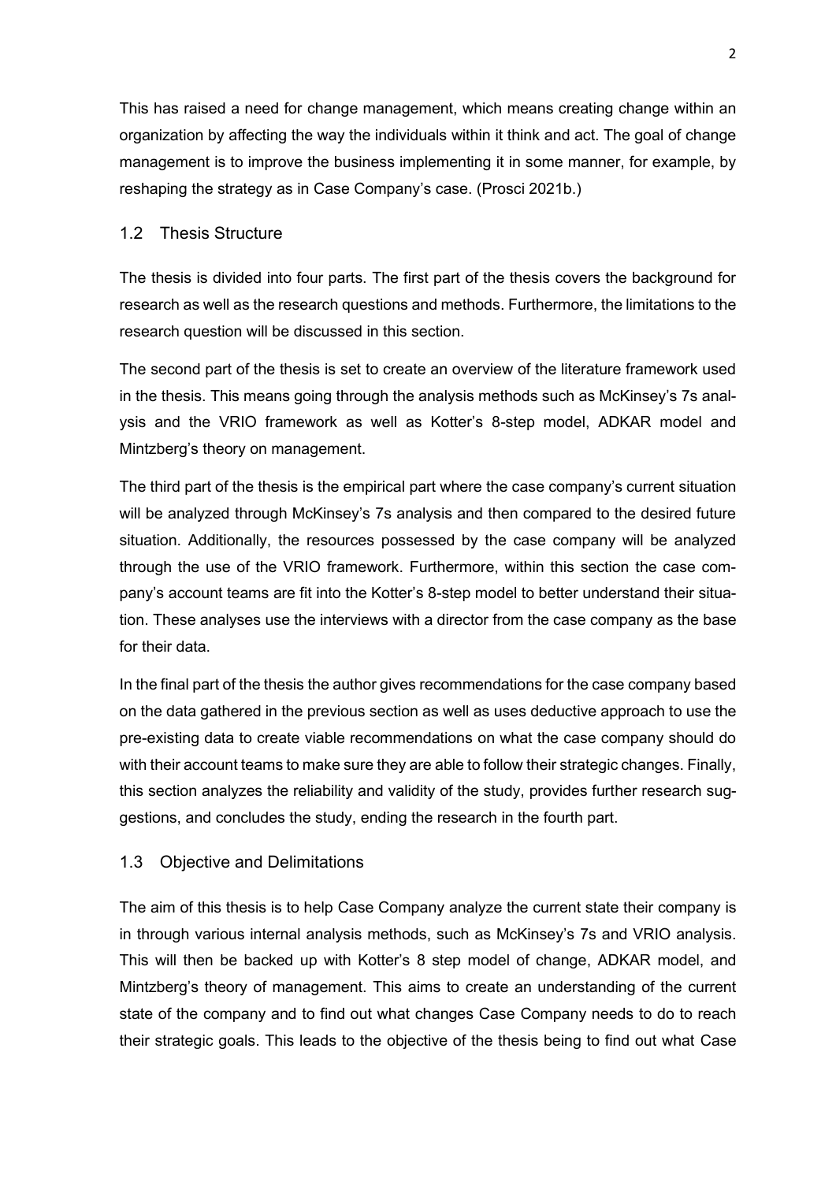This has raised a need for change management, which means creating change within an organization by affecting the way the individuals within it think and act. The goal of change management is to improve the business implementing it in some manner, for example, by reshaping the strategy as in Case Company's case. (Prosci 2021b.)

## 1.2 Thesis Structure

The thesis is divided into four parts. The first part of the thesis covers the background for research as well as the research questions and methods. Furthermore, the limitations to the research question will be discussed in this section.

The second part of the thesis is set to create an overview of the literature framework used in the thesis. This means going through the analysis methods such as McKinsey's 7s analysis and the VRIO framework as well as Kotter's 8-step model, ADKAR model and Mintzberg's theory on management.

The third part of the thesis is the empirical part where the case company's current situation will be analyzed through McKinsey's 7s analysis and then compared to the desired future situation. Additionally, the resources possessed by the case company will be analyzed through the use of the VRIO framework. Furthermore, within this section the case company's account teams are fit into the Kotter's 8-step model to better understand their situation. These analyses use the interviews with a director from the case company as the base for their data.

In the final part of the thesis the author gives recommendations for the case company based on the data gathered in the previous section as well as uses deductive approach to use the pre-existing data to create viable recommendations on what the case company should do with their account teams to make sure they are able to follow their strategic changes. Finally, this section analyzes the reliability and validity of the study, provides further research suggestions, and concludes the study, ending the research in the fourth part.

## 1.3 Objective and Delimitations

The aim of this thesis is to help Case Company analyze the current state their company is in through various internal analysis methods, such as McKinsey's 7s and VRIO analysis. This will then be backed up with Kotter's 8 step model of change, ADKAR model, and Mintzberg's theory of management. This aims to create an understanding of the current state of the company and to find out what changes Case Company needs to do to reach their strategic goals. This leads to the objective of the thesis being to find out what Case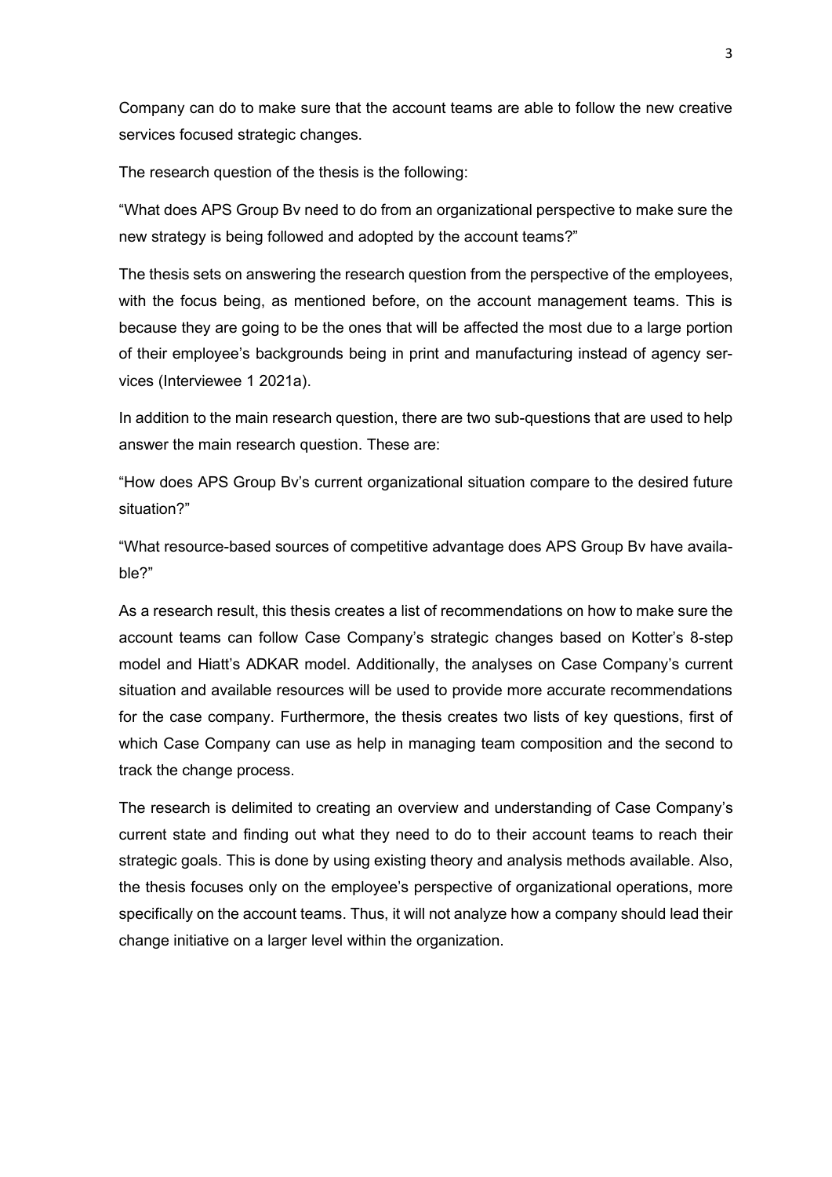Company can do to make sure that the account teams are able to follow the new creative services focused strategic changes.

The research question of the thesis is the following:

"What does APS Group Bv need to do from an organizational perspective to make sure the new strategy is being followed and adopted by the account teams?"

The thesis sets on answering the research question from the perspective of the employees, with the focus being, as mentioned before, on the account management teams. This is because they are going to be the ones that will be affected the most due to a large portion of their employee's backgrounds being in print and manufacturing instead of agency services (Interviewee 1 2021a).

In addition to the main research question, there are two sub-questions that are used to help answer the main research question. These are:

"How does APS Group Bv's current organizational situation compare to the desired future situation?"

"What resource-based sources of competitive advantage does APS Group Bv have available?"

As a research result, this thesis creates a list of recommendations on how to make sure the account teams can follow Case Company's strategic changes based on Kotter's 8-step model and Hiatt's ADKAR model. Additionally, the analyses on Case Company's current situation and available resources will be used to provide more accurate recommendations for the case company. Furthermore, the thesis creates two lists of key questions, first of which Case Company can use as help in managing team composition and the second to track the change process.

The research is delimited to creating an overview and understanding of Case Company's current state and finding out what they need to do to their account teams to reach their strategic goals. This is done by using existing theory and analysis methods available. Also, the thesis focuses only on the employee's perspective of organizational operations, more specifically on the account teams. Thus, it will not analyze how a company should lead their change initiative on a larger level within the organization.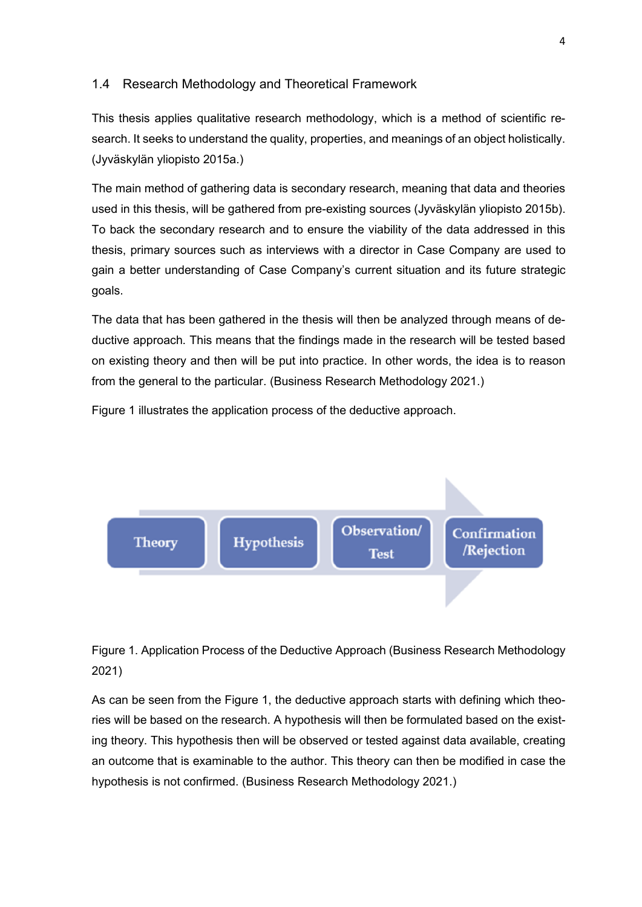### 1.4 Research Methodology and Theoretical Framework

This thesis applies qualitative research methodology, which is a method of scientific research. It seeks to understand the quality, properties, and meanings of an object holistically. (Jyväskylän yliopisto 2015a.)

The main method of gathering data is secondary research, meaning that data and theories used in this thesis, will be gathered from pre-existing sources (Jyväskylän yliopisto 2015b). To back the secondary research and to ensure the viability of the data addressed in this thesis, primary sources such as interviews with a director in Case Company are used to gain a better understanding of Case Company's current situation and its future strategic goals.

The data that has been gathered in the thesis will then be analyzed through means of deductive approach. This means that the findings made in the research will be tested based on existing theory and then will be put into practice. In other words, the idea is to reason from the general to the particular. (Business Research Methodology 2021.)

Figure 1 illustrates the application process of the deductive approach.

Theory → Hypothesis → Observation/Test → Confirmation/Rejection

Figure 1. Application Process of the Deductive Approach (Business Research Methodology 2021)

As can be seen from the Figure 1, the deductive approach starts with defining which theories will be based on the research. A hypothesis will then be formulated based on the existing theory. This hypothesis then will be observed or tested against data available, creating an outcome that is examinable to the author. This theory can then be modified in case the hypothesis is not confirmed. (Business Research Methodology 2021.)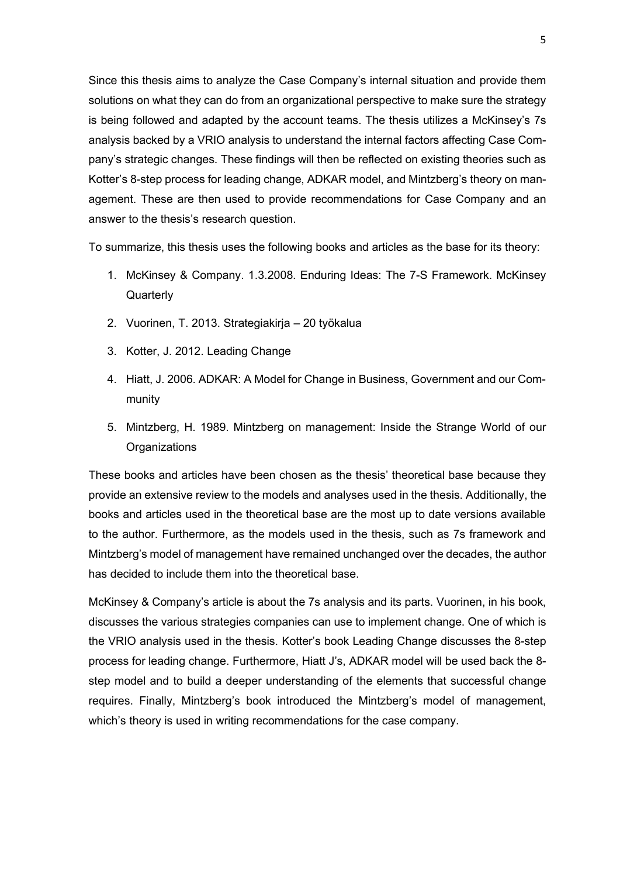Since this thesis aims to analyze the Case Company's internal situation and provide them solutions on what they can do from an organizational perspective to make sure the strategy is being followed and adapted by the account teams. The thesis utilizes a McKinsey's 7s analysis backed by a VRIO analysis to understand the internal factors affecting Case Company's strategic changes. These findings will then be reflected on existing theories such as Kotter's 8-step process for leading change, ADKAR model, and Mintzberg's theory on management. These are then used to provide recommendations for Case Company and an answer to the thesis's research question.

To summarize, this thesis uses the following books and articles as the base for its theory:

1. McKinsey & Company. 1.3.2008. Enduring Ideas: The 7-S Framework. McKinsey Quarterly
2. Vuorinen, T. 2013. Strategiakirja – 20 työkalua
3. Kotter, J. 2012. Leading Change
4. Hiatt, J. 2006. ADKAR: A Model for Change in Business, Government and our Community
5. Mintzberg, H. 1989. Mintzberg on management: Inside the Strange World of our Organizations

These books and articles have been chosen as the thesis' theoretical base because they provide an extensive review to the models and analyses used in the thesis. Additionally, the books and articles used in the theoretical base are the most up to date versions available to the author. Furthermore, as the models used in the thesis, such as 7s framework and Mintzberg's model of management have remained unchanged over the decades, the author has decided to include them into the theoretical base.

McKinsey & Company's article is about the 7s analysis and its parts. Vuorinen, in his book, discusses the various strategies companies can use to implement change. One of which is the VRIO analysis used in the thesis. Kotter's book Leading Change discusses the 8-step process for leading change. Furthermore, Hiatt J's, ADKAR model will be used back the 8-step model and to build a deeper understanding of the elements that successful change requires. Finally, Mintzberg's book introduced the Mintzberg's model of management, which's theory is used in writing recommendations for the case company.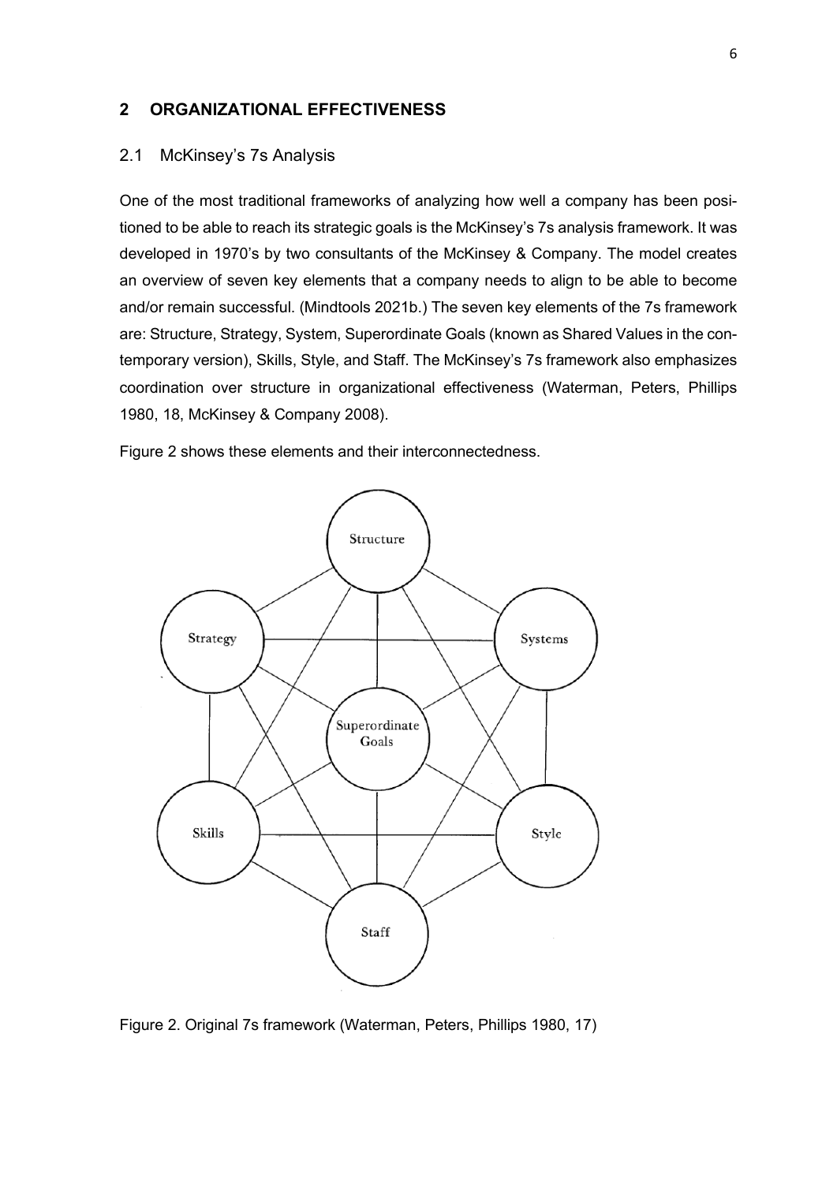## 2 ORGANIZATIONAL EFFECTIVENESS

### 2.1 McKinsey's 7s Analysis

One of the most traditional frameworks of analyzing how well a company has been positioned to be able to reach its strategic goals is the McKinsey's 7s analysis framework. It was developed in 1970's by two consultants of the McKinsey & Company. The model creates an overview of seven key elements that a company needs to align to be able to become and/or remain successful. (Mindtools 2021b.) The seven key elements of the 7s framework are: Structure, Strategy, System, Superordinate Goals (known as Shared Values in the contemporary version), Skills, Style, and Staff. The McKinsey's 7s framework also emphasizes coordination over structure in organizational effectiveness (Waterman, Peters, Phillips 1980, 18, McKinsey & Company 2008).

Figure 2 shows these elements and their interconnectedness.

Figure 2. Original 7s framework (Waterman, Peters, Phillips 1980, 17)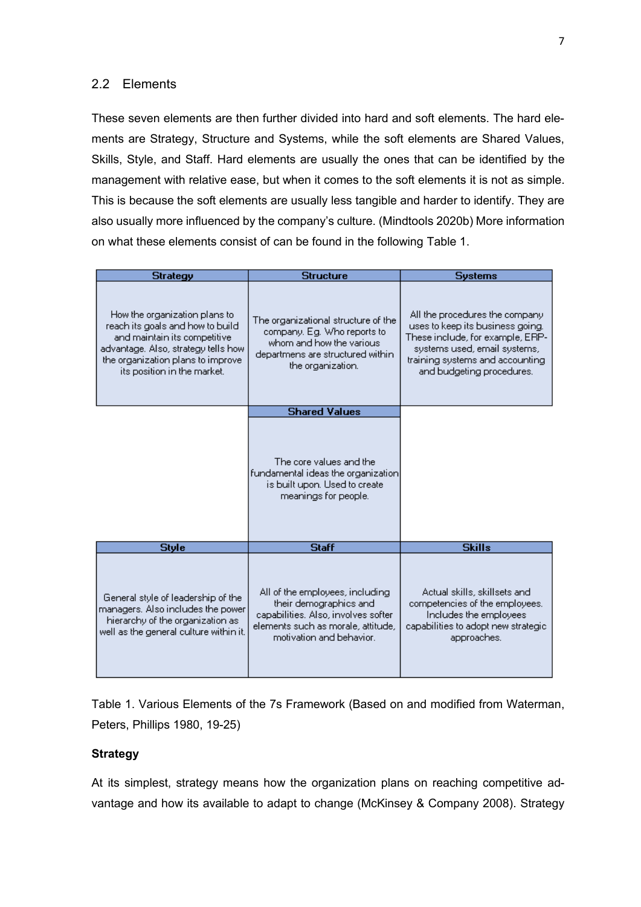## 2.2 Elements

These seven elements are then further divided into hard and soft elements. The hard elements are Strategy, Structure and Systems, while the soft elements are Shared Values, Skills, Style, and Staff. Hard elements are usually the ones that can be identified by the management with relative ease, but when it comes to the soft elements it is not as simple. This is because the soft elements are usually less tangible and harder to identify. They are also usually more influenced by the company's culture. (Mindtools 2020b) More information on what these elements consist of can be found in the following Table 1.

| Strategy | Structure | Systems |
|---|---|---|
| How the organization plans to reach its goals and how to build and maintain its competitive advantage. Also, strategy tells how the organization plans to improve its position in the market. | The organizational structure of the company. Eg. Who reports to whom and how the various departmens are structured within the organization. | All the procedures the company uses to keep its business going. These include, for example, ERP-systems used, email systems, training systems and accounting and budgeting procedures. |
| | **Shared Values** | |
| | The core values and the fundamental ideas the organization is built upon. Used to create meanings for people. | |
| **Style** | **Staff** | **Skills** |
| General style of leadership of the managers. Also includes the power hierarchy of the organization as well as the general culture within it. | All of the employees, including their demographics and capabilities. Also, involves softer elements such as morale, attitude, motivation and behavior. | Actual skills, skillsets and competencies of the employees. Includes the employees capabilities to adopt new strategic approaches. |

Table 1. Various Elements of the 7s Framework (Based on and modified from Waterman, Peters, Phillips 1980, 19-25)

**Strategy**

At its simplest, strategy means how the organization plans on reaching competitive advantage and how its available to adapt to change (McKinsey & Company 2008). Strategy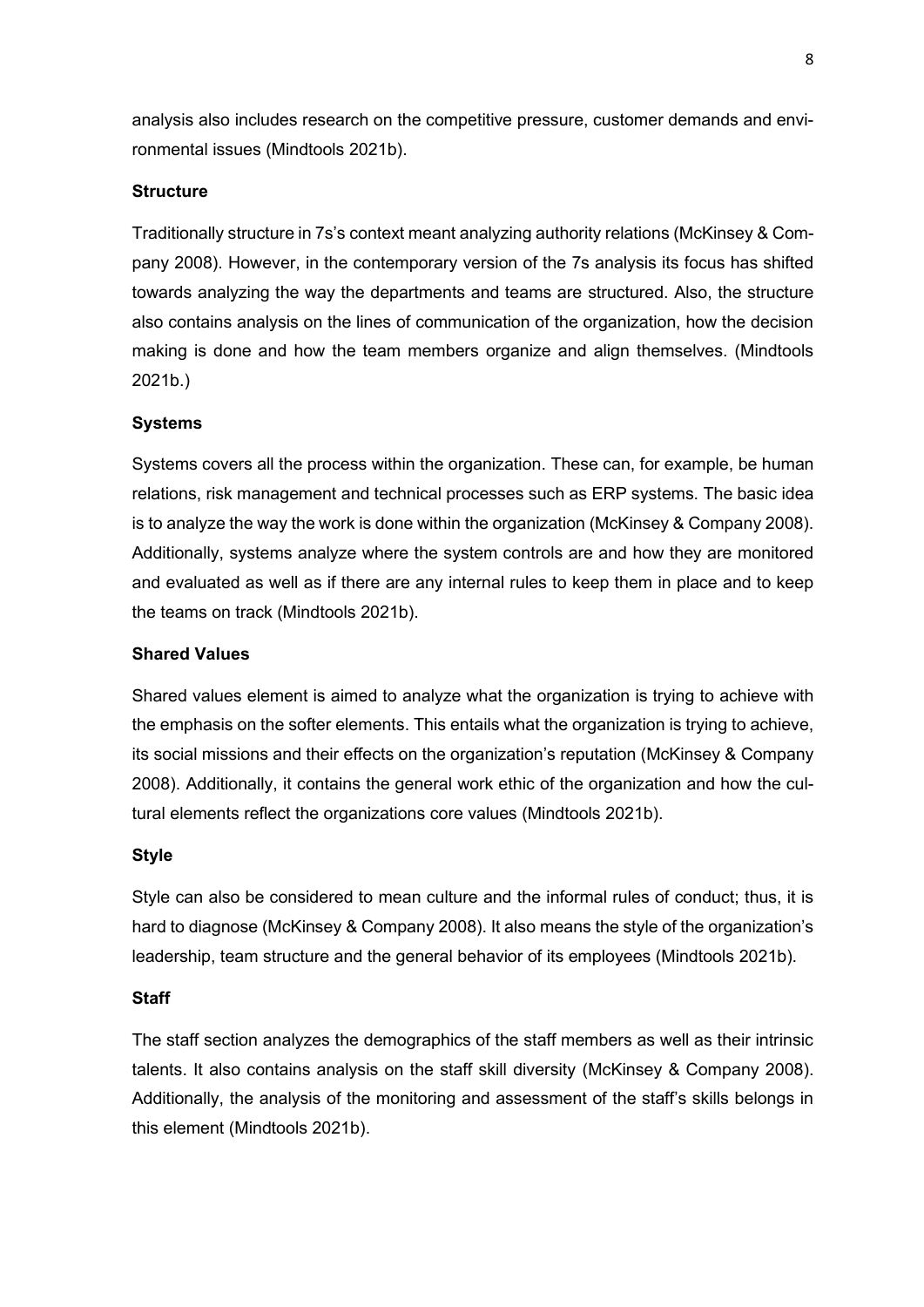analysis also includes research on the competitive pressure, customer demands and environmental issues (Mindtools 2021b).

**Structure**

Traditionally structure in 7s's context meant analyzing authority relations (McKinsey & Company 2008). However, in the contemporary version of the 7s analysis its focus has shifted towards analyzing the way the departments and teams are structured. Also, the structure also contains analysis on the lines of communication of the organization, how the decision making is done and how the team members organize and align themselves. (Mindtools 2021b.)

**Systems**

Systems covers all the process within the organization. These can, for example, be human relations, risk management and technical processes such as ERP systems. The basic idea is to analyze the way the work is done within the organization (McKinsey & Company 2008). Additionally, systems analyze where the system controls are and how they are monitored and evaluated as well as if there are any internal rules to keep them in place and to keep the teams on track (Mindtools 2021b).

**Shared Values**

Shared values element is aimed to analyze what the organization is trying to achieve with the emphasis on the softer elements. This entails what the organization is trying to achieve, its social missions and their effects on the organization's reputation (McKinsey & Company 2008). Additionally, it contains the general work ethic of the organization and how the cultural elements reflect the organizations core values (Mindtools 2021b).

**Style**

Style can also be considered to mean culture and the informal rules of conduct; thus, it is hard to diagnose (McKinsey & Company 2008). It also means the style of the organization's leadership, team structure and the general behavior of its employees (Mindtools 2021b).

**Staff**

The staff section analyzes the demographics of the staff members as well as their intrinsic talents. It also contains analysis on the staff skill diversity (McKinsey & Company 2008). Additionally, the analysis of the monitoring and assessment of the staff's skills belongs in this element (Mindtools 2021b).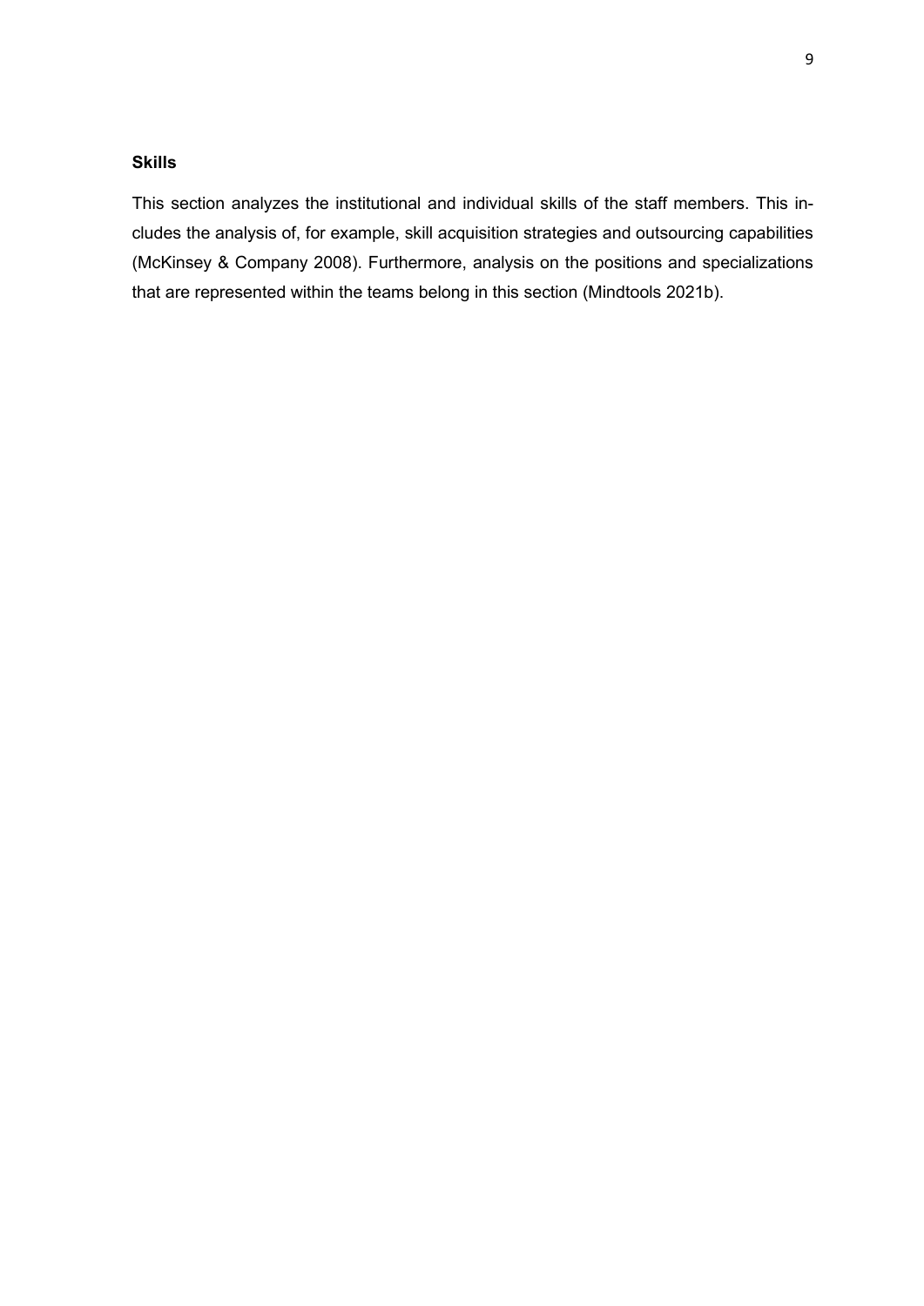### Skills

This section analyzes the institutional and individual skills of the staff members. This includes the analysis of, for example, skill acquisition strategies and outsourcing capabilities (McKinsey & Company 2008). Furthermore, analysis on the positions and specializations that are represented within the teams belong in this section (Mindtools 2021b).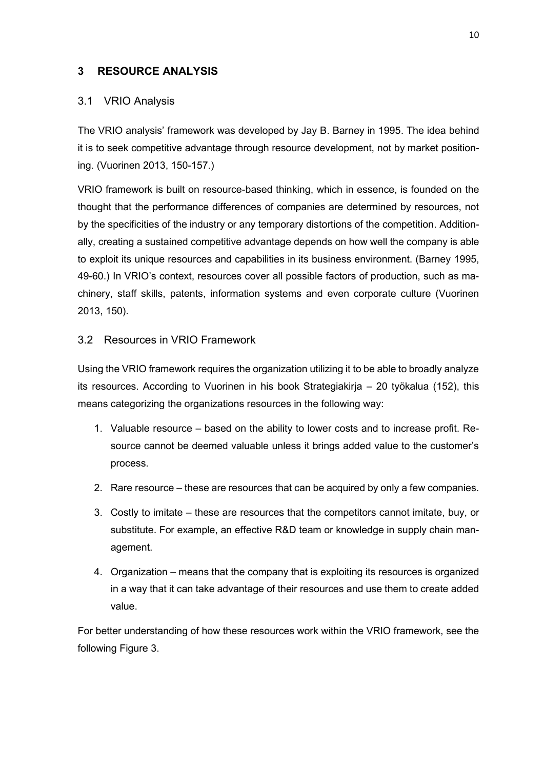## 3 RESOURCE ANALYSIS

### 3.1 VRIO Analysis

The VRIO analysis' framework was developed by Jay B. Barney in 1995. The idea behind it is to seek competitive advantage through resource development, not by market positioning. (Vuorinen 2013, 150-157.)

VRIO framework is built on resource-based thinking, which in essence, is founded on the thought that the performance differences of companies are determined by resources, not by the specificities of the industry or any temporary distortions of the competition. Additionally, creating a sustained competitive advantage depends on how well the company is able to exploit its unique resources and capabilities in its business environment. (Barney 1995, 49-60.) In VRIO's context, resources cover all possible factors of production, such as machinery, staff skills, patents, information systems and even corporate culture (Vuorinen 2013, 150).

### 3.2 Resources in VRIO Framework

Using the VRIO framework requires the organization utilizing it to be able to broadly analyze its resources. According to Vuorinen in his book Strategiakirja – 20 työkalua (152), this means categorizing the organizations resources in the following way:

1. Valuable resource – based on the ability to lower costs and to increase profit. Resource cannot be deemed valuable unless it brings added value to the customer's process.
2. Rare resource – these are resources that can be acquired by only a few companies.
3. Costly to imitate – these are resources that the competitors cannot imitate, buy, or substitute. For example, an effective R&D team or knowledge in supply chain management.
4. Organization – means that the company that is exploiting its resources is organized in a way that it can take advantage of their resources and use them to create added value.

For better understanding of how these resources work within the VRIO framework, see the following Figure 3.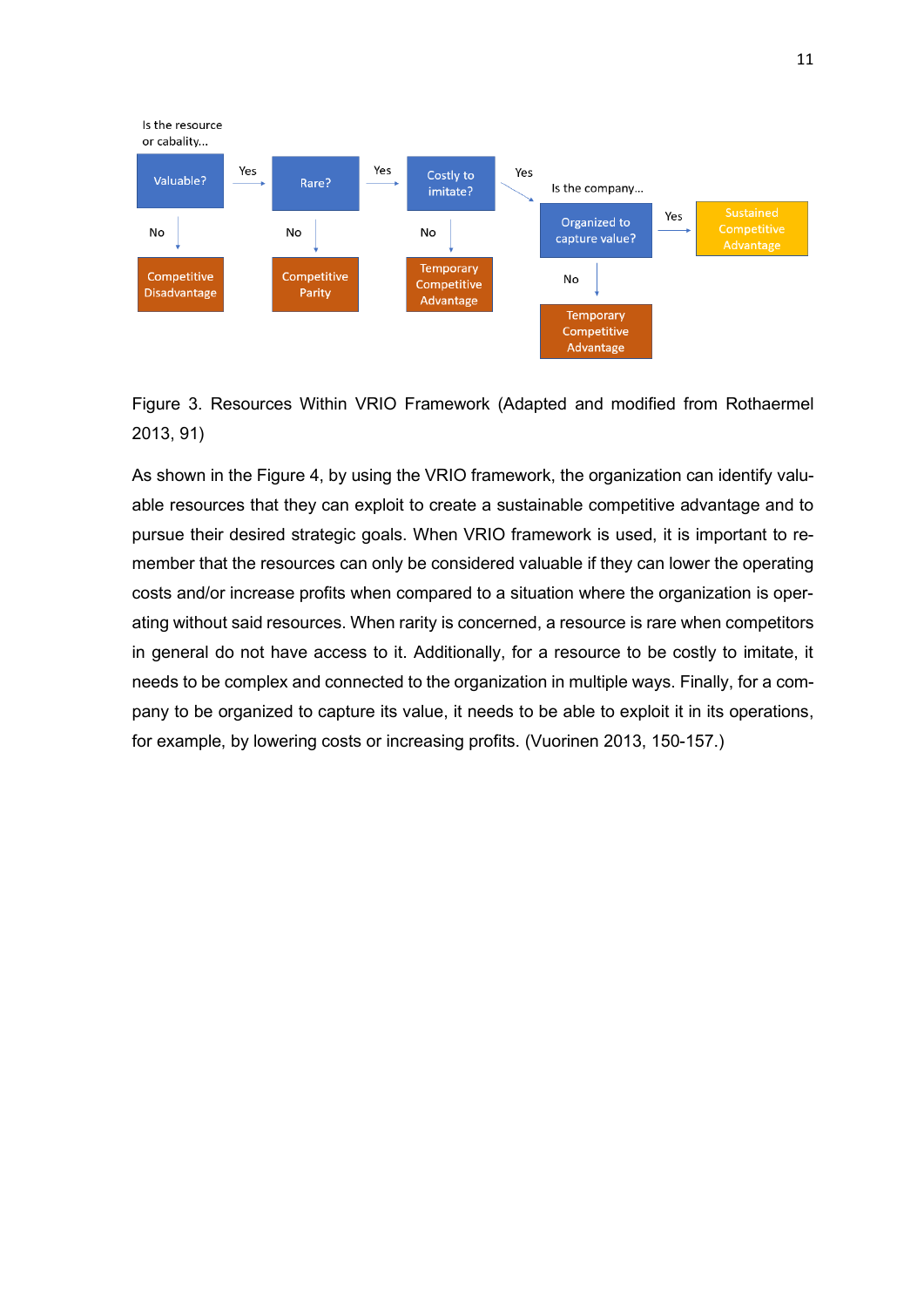Is the resource or cabality…

| Valuable? | Yes → | Rare? | Yes → | Costly to imitate? | Yes → | Is the company… Organized to capture value? | Yes → | Sustained Competitive Advantage |
|---|---|---|---|---|---|---|---|---|
| No ↓ | | No ↓ | | No ↓ | | No ↓ | | |
| Competitive Disadvantage | | Competitive Parity | | Temporary Competitive Advantage | | Temporary Competitive Advantage | | |

Figure 3. Resources Within VRIO Framework (Adapted and modified from Rothaermel 2013, 91)

As shown in the Figure 4, by using the VRIO framework, the organization can identify valuable resources that they can exploit to create a sustainable competitive advantage and to pursue their desired strategic goals. When VRIO framework is used, it is important to remember that the resources can only be considered valuable if they can lower the operating costs and/or increase profits when compared to a situation where the organization is operating without said resources. When rarity is concerned, a resource is rare when competitors in general do not have access to it. Additionally, for a resource to be costly to imitate, it needs to be complex and connected to the organization in multiple ways. Finally, for a company to be organized to capture its value, it needs to be able to exploit it in its operations, for example, by lowering costs or increasing profits. (Vuorinen 2013, 150-157.)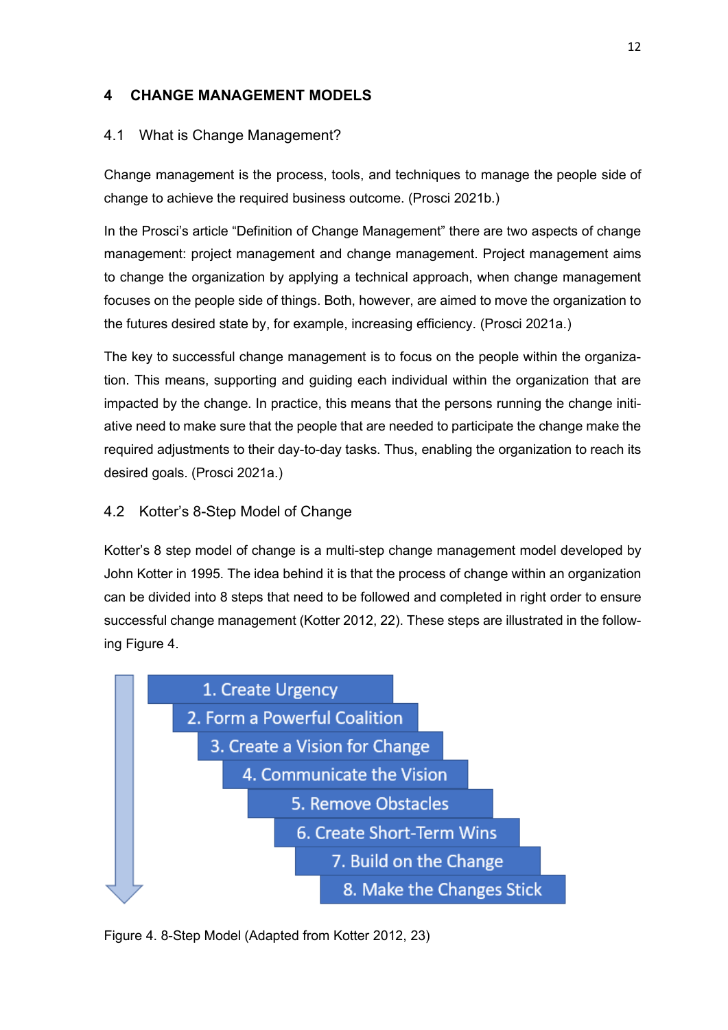# 4 CHANGE MANAGEMENT MODELS

## 4.1 What is Change Management?

Change management is the process, tools, and techniques to manage the people side of change to achieve the required business outcome. (Prosci 2021b.)

In the Prosci's article "Definition of Change Management" there are two aspects of change management: project management and change management. Project management aims to change the organization by applying a technical approach, when change management focuses on the people side of things. Both, however, are aimed to move the organization to the futures desired state by, for example, increasing efficiency. (Prosci 2021a.)

The key to successful change management is to focus on the people within the organization. This means, supporting and guiding each individual within the organization that are impacted by the change. In practice, this means that the persons running the change initiative need to make sure that the people that are needed to participate the change make the required adjustments to their day-to-day tasks. Thus, enabling the organization to reach its desired goals. (Prosci 2021a.)

## 4.2 Kotter's 8-Step Model of Change

Kotter's 8 step model of change is a multi-step change management model developed by John Kotter in 1995. The idea behind it is that the process of change within an organization can be divided into 8 steps that need to be followed and completed in right order to ensure successful change management (Kotter 2012, 22). These steps are illustrated in the following Figure 4.

1. Create Urgency
2. Form a Powerful Coalition
3. Create a Vision for Change
4. Communicate the Vision
5. Remove Obstacles
6. Create Short-Term Wins
7. Build on the Change
8. Make the Changes Stick

Figure 4. 8-Step Model (Adapted from Kotter 2012, 23)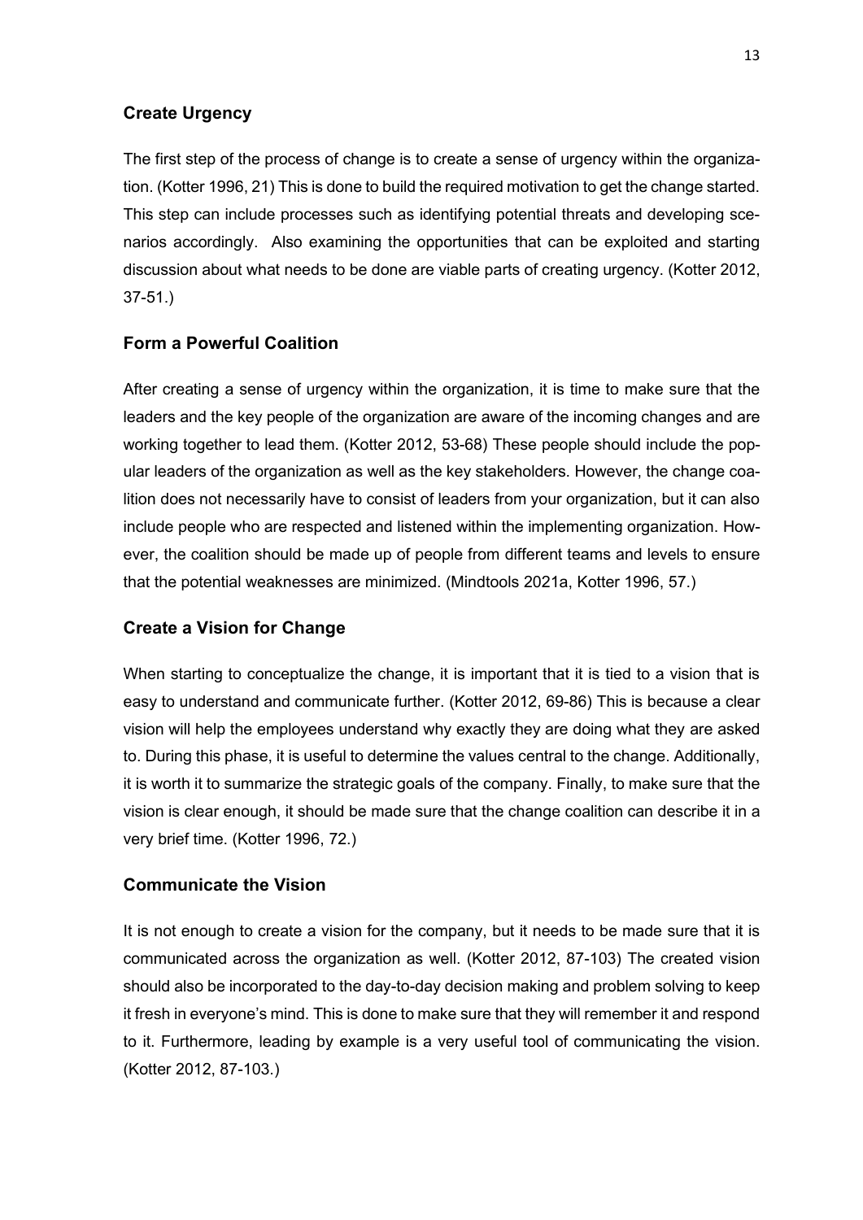### Create Urgency

The first step of the process of change is to create a sense of urgency within the organization. (Kotter 1996, 21) This is done to build the required motivation to get the change started. This step can include processes such as identifying potential threats and developing scenarios accordingly. Also examining the opportunities that can be exploited and starting discussion about what needs to be done are viable parts of creating urgency. (Kotter 2012, 37-51.)

### Form a Powerful Coalition

After creating a sense of urgency within the organization, it is time to make sure that the leaders and the key people of the organization are aware of the incoming changes and are working together to lead them. (Kotter 2012, 53-68) These people should include the popular leaders of the organization as well as the key stakeholders. However, the change coalition does not necessarily have to consist of leaders from your organization, but it can also include people who are respected and listened within the implementing organization. However, the coalition should be made up of people from different teams and levels to ensure that the potential weaknesses are minimized. (Mindtools 2021a, Kotter 1996, 57.)

### Create a Vision for Change

When starting to conceptualize the change, it is important that it is tied to a vision that is easy to understand and communicate further. (Kotter 2012, 69-86) This is because a clear vision will help the employees understand why exactly they are doing what they are asked to. During this phase, it is useful to determine the values central to the change. Additionally, it is worth it to summarize the strategic goals of the company. Finally, to make sure that the vision is clear enough, it should be made sure that the change coalition can describe it in a very brief time. (Kotter 1996, 72.)

### Communicate the Vision

It is not enough to create a vision for the company, but it needs to be made sure that it is communicated across the organization as well. (Kotter 2012, 87-103) The created vision should also be incorporated to the day-to-day decision making and problem solving to keep it fresh in everyone's mind. This is done to make sure that they will remember it and respond to it. Furthermore, leading by example is a very useful tool of communicating the vision. (Kotter 2012, 87-103.)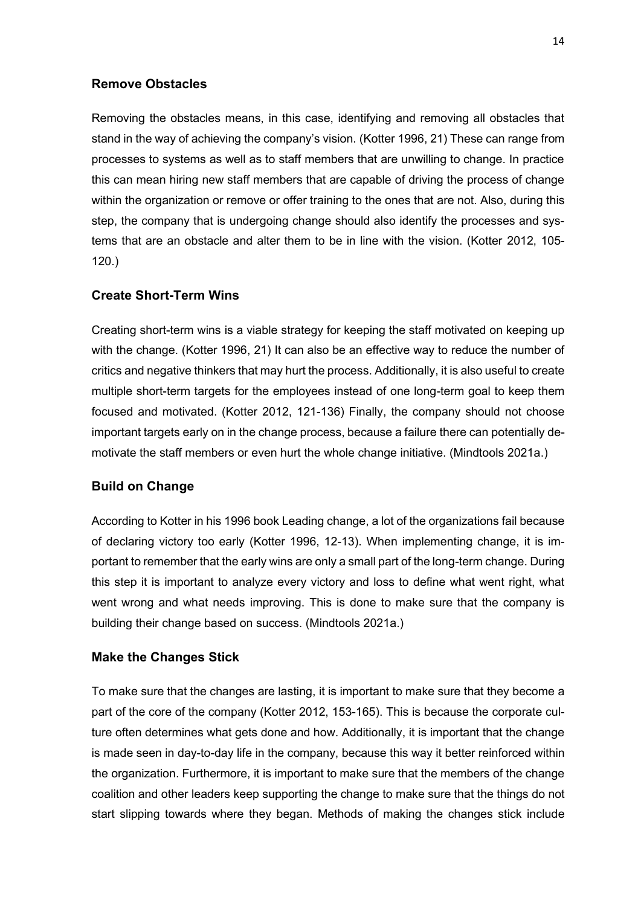### Remove Obstacles

Removing the obstacles means, in this case, identifying and removing all obstacles that stand in the way of achieving the company's vision. (Kotter 1996, 21) These can range from processes to systems as well as to staff members that are unwilling to change. In practice this can mean hiring new staff members that are capable of driving the process of change within the organization or remove or offer training to the ones that are not. Also, during this step, the company that is undergoing change should also identify the processes and systems that are an obstacle and alter them to be in line with the vision. (Kotter 2012, 105-120.)

### Create Short-Term Wins

Creating short-term wins is a viable strategy for keeping the staff motivated on keeping up with the change. (Kotter 1996, 21) It can also be an effective way to reduce the number of critics and negative thinkers that may hurt the process. Additionally, it is also useful to create multiple short-term targets for the employees instead of one long-term goal to keep them focused and motivated. (Kotter 2012, 121-136) Finally, the company should not choose important targets early on in the change process, because a failure there can potentially demotivate the staff members or even hurt the whole change initiative. (Mindtools 2021a.)

### Build on Change

According to Kotter in his 1996 book Leading change, a lot of the organizations fail because of declaring victory too early (Kotter 1996, 12-13). When implementing change, it is important to remember that the early wins are only a small part of the long-term change. During this step it is important to analyze every victory and loss to define what went right, what went wrong and what needs improving. This is done to make sure that the company is building their change based on success. (Mindtools 2021a.)

### Make the Changes Stick

To make sure that the changes are lasting, it is important to make sure that they become a part of the core of the company (Kotter 2012, 153-165). This is because the corporate culture often determines what gets done and how. Additionally, it is important that the change is made seen in day-to-day life in the company, because this way it better reinforced within the organization. Furthermore, it is important to make sure that the members of the change coalition and other leaders keep supporting the change to make sure that the things do not start slipping towards where they began. Methods of making the changes stick include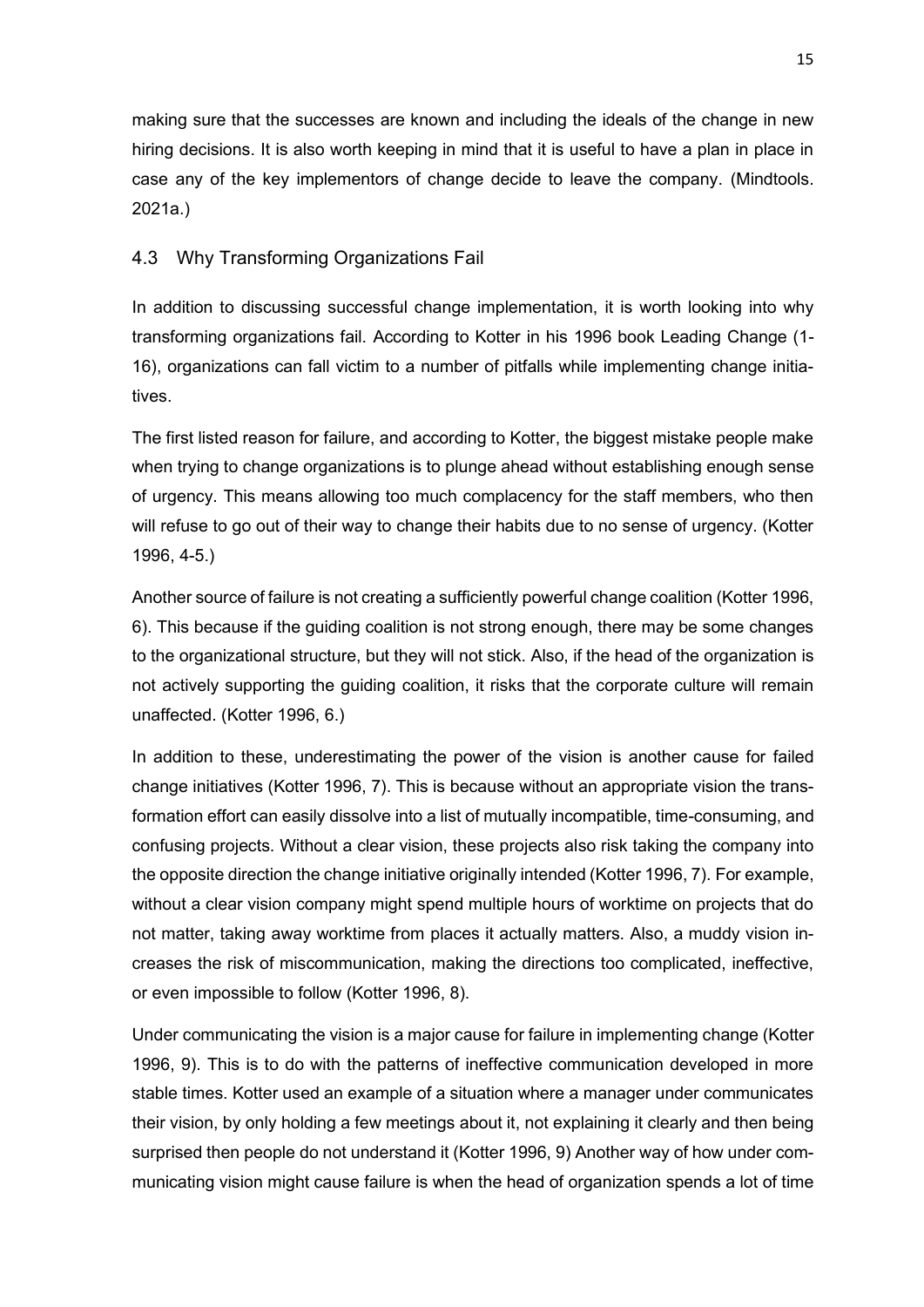making sure that the successes are known and including the ideals of the change in new hiring decisions. It is also worth keeping in mind that it is useful to have a plan in place in case any of the key implementors of change decide to leave the company. (Mindtools. 2021a.)

## 4.3 Why Transforming Organizations Fail

In addition to discussing successful change implementation, it is worth looking into why transforming organizations fail. According to Kotter in his 1996 book Leading Change (1-16), organizations can fall victim to a number of pitfalls while implementing change initiatives.

The first listed reason for failure, and according to Kotter, the biggest mistake people make when trying to change organizations is to plunge ahead without establishing enough sense of urgency. This means allowing too much complacency for the staff members, who then will refuse to go out of their way to change their habits due to no sense of urgency. (Kotter 1996, 4-5.)

Another source of failure is not creating a sufficiently powerful change coalition (Kotter 1996, 6). This because if the guiding coalition is not strong enough, there may be some changes to the organizational structure, but they will not stick. Also, if the head of the organization is not actively supporting the guiding coalition, it risks that the corporate culture will remain unaffected. (Kotter 1996, 6.)

In addition to these, underestimating the power of the vision is another cause for failed change initiatives (Kotter 1996, 7). This is because without an appropriate vision the transformation effort can easily dissolve into a list of mutually incompatible, time-consuming, and confusing projects. Without a clear vision, these projects also risk taking the company into the opposite direction the change initiative originally intended (Kotter 1996, 7). For example, without a clear vision company might spend multiple hours of worktime on projects that do not matter, taking away worktime from places it actually matters. Also, a muddy vision increases the risk of miscommunication, making the directions too complicated, ineffective, or even impossible to follow (Kotter 1996, 8).

Under communicating the vision is a major cause for failure in implementing change (Kotter 1996, 9). This is to do with the patterns of ineffective communication developed in more stable times. Kotter used an example of a situation where a manager under communicates their vision, by only holding a few meetings about it, not explaining it clearly and then being surprised then people do not understand it (Kotter 1996, 9) Another way of how under communicating vision might cause failure is when the head of organization spends a lot of time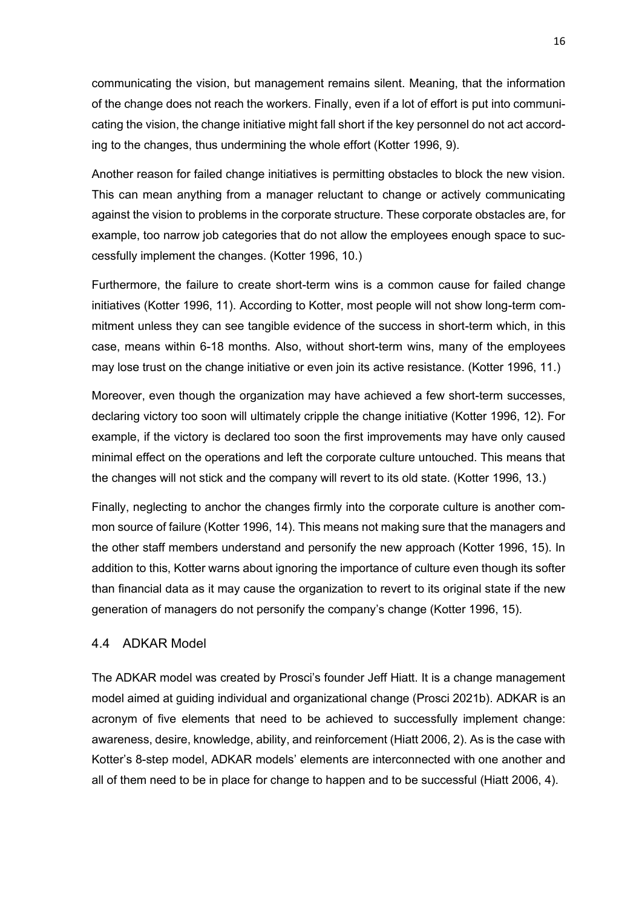communicating the vision, but management remains silent. Meaning, that the information of the change does not reach the workers. Finally, even if a lot of effort is put into communicating the vision, the change initiative might fall short if the key personnel do not act according to the changes, thus undermining the whole effort (Kotter 1996, 9).

Another reason for failed change initiatives is permitting obstacles to block the new vision. This can mean anything from a manager reluctant to change or actively communicating against the vision to problems in the corporate structure. These corporate obstacles are, for example, too narrow job categories that do not allow the employees enough space to successfully implement the changes. (Kotter 1996, 10.)

Furthermore, the failure to create short-term wins is a common cause for failed change initiatives (Kotter 1996, 11). According to Kotter, most people will not show long-term commitment unless they can see tangible evidence of the success in short-term which, in this case, means within 6-18 months. Also, without short-term wins, many of the employees may lose trust on the change initiative or even join its active resistance. (Kotter 1996, 11.)

Moreover, even though the organization may have achieved a few short-term successes, declaring victory too soon will ultimately cripple the change initiative (Kotter 1996, 12). For example, if the victory is declared too soon the first improvements may have only caused minimal effect on the operations and left the corporate culture untouched. This means that the changes will not stick and the company will revert to its old state. (Kotter 1996, 13.)

Finally, neglecting to anchor the changes firmly into the corporate culture is another common source of failure (Kotter 1996, 14). This means not making sure that the managers and the other staff members understand and personify the new approach (Kotter 1996, 15). In addition to this, Kotter warns about ignoring the importance of culture even though its softer than financial data as it may cause the organization to revert to its original state if the new generation of managers do not personify the company's change (Kotter 1996, 15).

## 4.4 ADKAR Model

The ADKAR model was created by Prosci's founder Jeff Hiatt. It is a change management model aimed at guiding individual and organizational change (Prosci 2021b). ADKAR is an acronym of five elements that need to be achieved to successfully implement change: awareness, desire, knowledge, ability, and reinforcement (Hiatt 2006, 2). As is the case with Kotter's 8-step model, ADKAR models' elements are interconnected with one another and all of them need to be in place for change to happen and to be successful (Hiatt 2006, 4).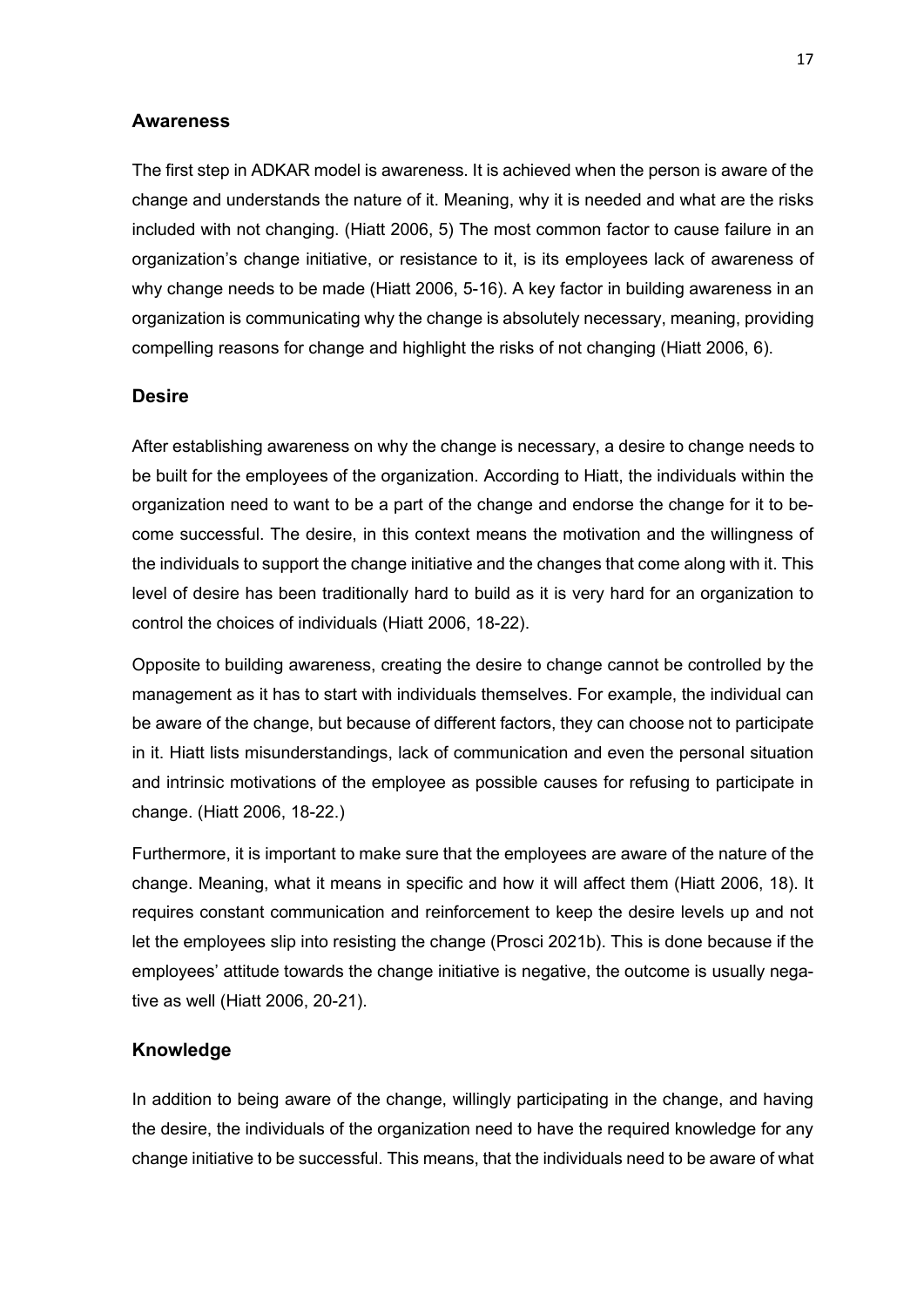### Awareness

The first step in ADKAR model is awareness. It is achieved when the person is aware of the change and understands the nature of it. Meaning, why it is needed and what are the risks included with not changing. (Hiatt 2006, 5) The most common factor to cause failure in an organization's change initiative, or resistance to it, is its employees lack of awareness of why change needs to be made (Hiatt 2006, 5-16). A key factor in building awareness in an organization is communicating why the change is absolutely necessary, meaning, providing compelling reasons for change and highlight the risks of not changing (Hiatt 2006, 6).

### Desire

After establishing awareness on why the change is necessary, a desire to change needs to be built for the employees of the organization. According to Hiatt, the individuals within the organization need to want to be a part of the change and endorse the change for it to become successful. The desire, in this context means the motivation and the willingness of the individuals to support the change initiative and the changes that come along with it. This level of desire has been traditionally hard to build as it is very hard for an organization to control the choices of individuals (Hiatt 2006, 18-22).

Opposite to building awareness, creating the desire to change cannot be controlled by the management as it has to start with individuals themselves. For example, the individual can be aware of the change, but because of different factors, they can choose not to participate in it. Hiatt lists misunderstandings, lack of communication and even the personal situation and intrinsic motivations of the employee as possible causes for refusing to participate in change. (Hiatt 2006, 18-22.)

Furthermore, it is important to make sure that the employees are aware of the nature of the change. Meaning, what it means in specific and how it will affect them (Hiatt 2006, 18). It requires constant communication and reinforcement to keep the desire levels up and not let the employees slip into resisting the change (Prosci 2021b). This is done because if the employees' attitude towards the change initiative is negative, the outcome is usually negative as well (Hiatt 2006, 20-21).

### Knowledge

In addition to being aware of the change, willingly participating in the change, and having the desire, the individuals of the organization need to have the required knowledge for any change initiative to be successful. This means, that the individuals need to be aware of what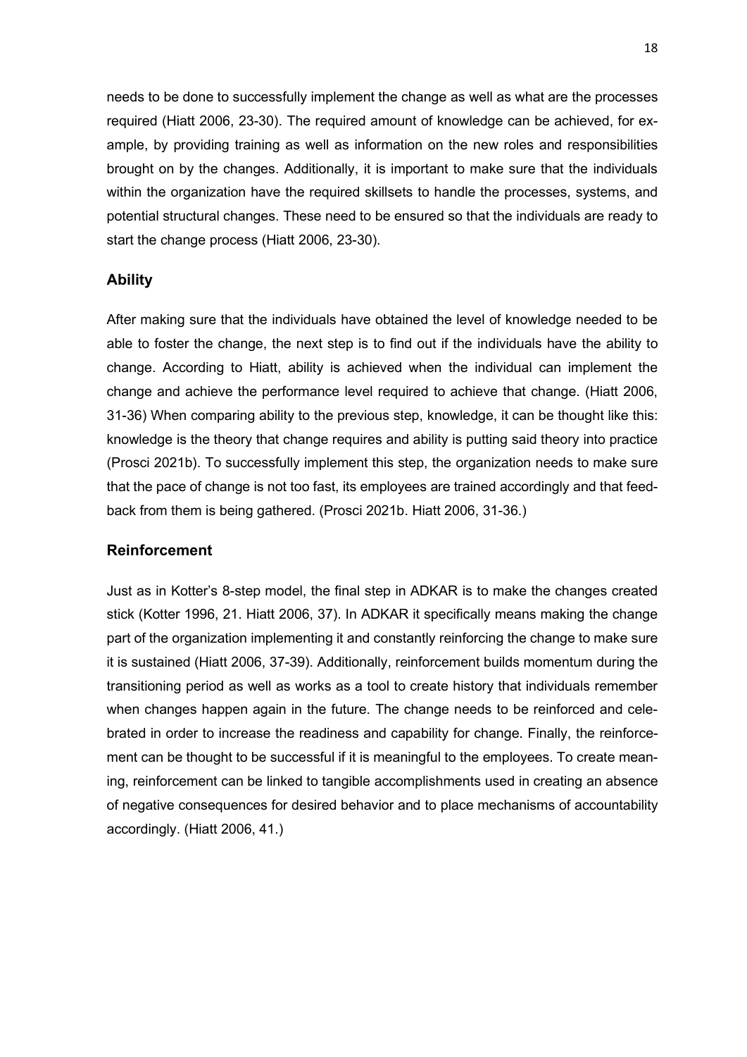needs to be done to successfully implement the change as well as what are the processes required (Hiatt 2006, 23-30). The required amount of knowledge can be achieved, for example, by providing training as well as information on the new roles and responsibilities brought on by the changes. Additionally, it is important to make sure that the individuals within the organization have the required skillsets to handle the processes, systems, and potential structural changes. These need to be ensured so that the individuals are ready to start the change process (Hiatt 2006, 23-30).

### Ability

After making sure that the individuals have obtained the level of knowledge needed to be able to foster the change, the next step is to find out if the individuals have the ability to change. According to Hiatt, ability is achieved when the individual can implement the change and achieve the performance level required to achieve that change. (Hiatt 2006, 31-36) When comparing ability to the previous step, knowledge, it can be thought like this: knowledge is the theory that change requires and ability is putting said theory into practice (Prosci 2021b). To successfully implement this step, the organization needs to make sure that the pace of change is not too fast, its employees are trained accordingly and that feedback from them is being gathered. (Prosci 2021b. Hiatt 2006, 31-36.)

### Reinforcement

Just as in Kotter's 8-step model, the final step in ADKAR is to make the changes created stick (Kotter 1996, 21. Hiatt 2006, 37). In ADKAR it specifically means making the change part of the organization implementing it and constantly reinforcing the change to make sure it is sustained (Hiatt 2006, 37-39). Additionally, reinforcement builds momentum during the transitioning period as well as works as a tool to create history that individuals remember when changes happen again in the future. The change needs to be reinforced and celebrated in order to increase the readiness and capability for change. Finally, the reinforcement can be thought to be successful if it is meaningful to the employees. To create meaning, reinforcement can be linked to tangible accomplishments used in creating an absence of negative consequences for desired behavior and to place mechanisms of accountability accordingly. (Hiatt 2006, 41.)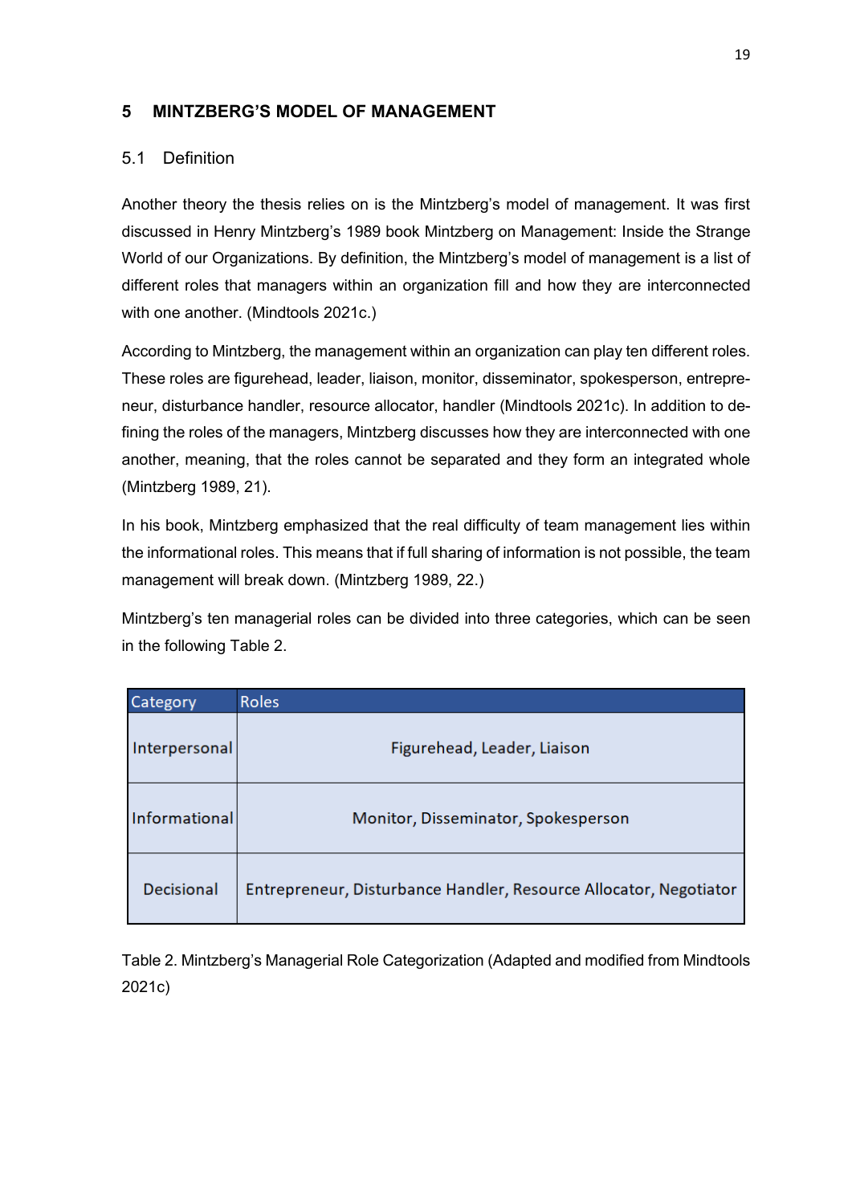# 5 MINTZBERG'S MODEL OF MANAGEMENT

## 5.1 Definition

Another theory the thesis relies on is the Mintzberg's model of management. It was first discussed in Henry Mintzberg's 1989 book Mintzberg on Management: Inside the Strange World of our Organizations. By definition, the Mintzberg's model of management is a list of different roles that managers within an organization fill and how they are interconnected with one another. (Mindtools 2021c.)

According to Mintzberg, the management within an organization can play ten different roles. These roles are figurehead, leader, liaison, monitor, disseminator, spokesperson, entrepreneur, disturbance handler, resource allocator, handler (Mindtools 2021c). In addition to defining the roles of the managers, Mintzberg discusses how they are interconnected with one another, meaning, that the roles cannot be separated and they form an integrated whole (Mintzberg 1989, 21).

In his book, Mintzberg emphasized that the real difficulty of team management lies within the informational roles. This means that if full sharing of information is not possible, the team management will break down. (Mintzberg 1989, 22.)

Mintzberg's ten managerial roles can be divided into three categories, which can be seen in the following Table 2.

| Category | Roles |
| --- | --- |
| Interpersonal | Figurehead, Leader, Liaison |
| Informational | Monitor, Disseminator, Spokesperson |
| Decisional | Entrepreneur, Disturbance Handler, Resource Allocator, Negotiator |

Table 2. Mintzberg's Managerial Role Categorization (Adapted and modified from Mindtools 2021c)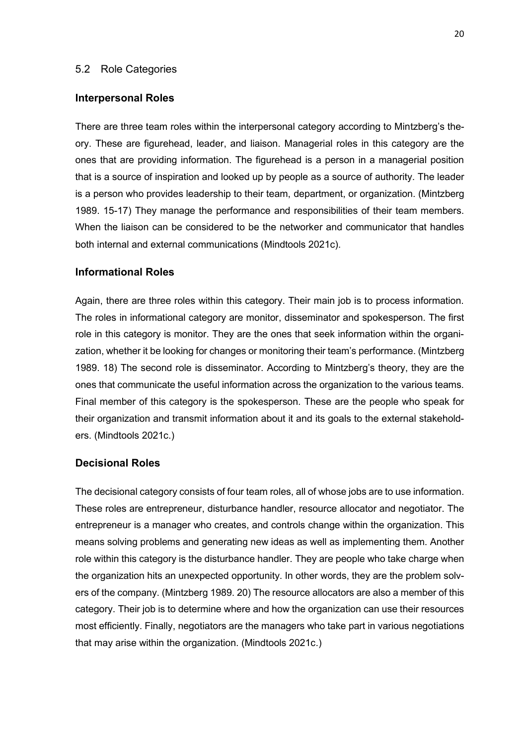## 5.2 Role Categories

### Interpersonal Roles

There are three team roles within the interpersonal category according to Mintzberg's theory. These are figurehead, leader, and liaison. Managerial roles in this category are the ones that are providing information. The figurehead is a person in a managerial position that is a source of inspiration and looked up by people as a source of authority. The leader is a person who provides leadership to their team, department, or organization. (Mintzberg 1989. 15-17) They manage the performance and responsibilities of their team members. When the liaison can be considered to be the networker and communicator that handles both internal and external communications (Mindtools 2021c).

### Informational Roles

Again, there are three roles within this category. Their main job is to process information. The roles in informational category are monitor, disseminator and spokesperson. The first role in this category is monitor. They are the ones that seek information within the organization, whether it be looking for changes or monitoring their team's performance. (Mintzberg 1989. 18) The second role is disseminator. According to Mintzberg's theory, they are the ones that communicate the useful information across the organization to the various teams. Final member of this category is the spokesperson. These are the people who speak for their organization and transmit information about it and its goals to the external stakeholders. (Mindtools 2021c.)

### Decisional Roles

The decisional category consists of four team roles, all of whose jobs are to use information. These roles are entrepreneur, disturbance handler, resource allocator and negotiator. The entrepreneur is a manager who creates, and controls change within the organization. This means solving problems and generating new ideas as well as implementing them. Another role within this category is the disturbance handler. They are people who take charge when the organization hits an unexpected opportunity. In other words, they are the problem solvers of the company. (Mintzberg 1989. 20) The resource allocators are also a member of this category. Their job is to determine where and how the organization can use their resources most efficiently. Finally, negotiators are the managers who take part in various negotiations that may arise within the organization. (Mindtools 2021c.)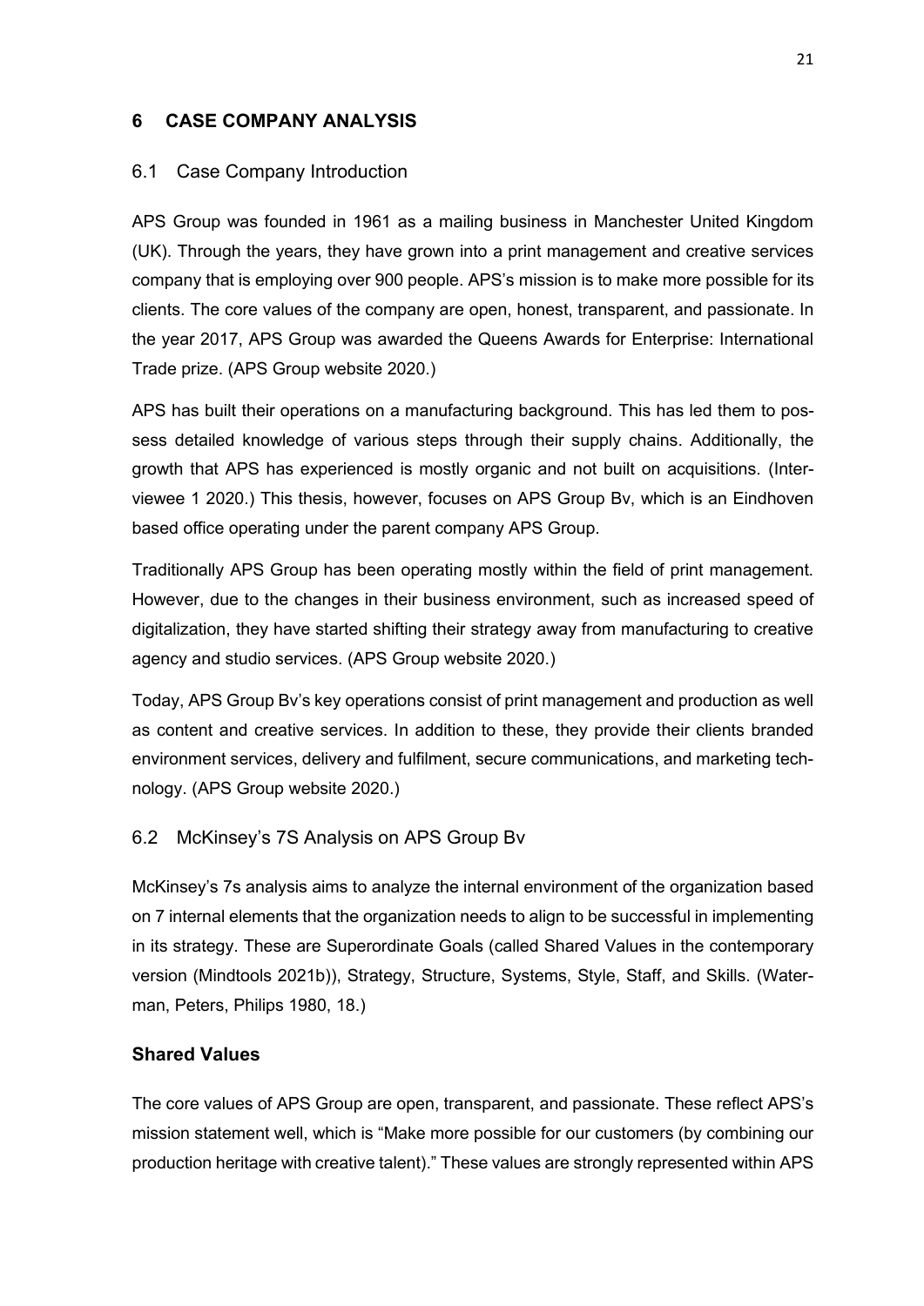# 6 CASE COMPANY ANALYSIS

## 6.1 Case Company Introduction

APS Group was founded in 1961 as a mailing business in Manchester United Kingdom (UK). Through the years, they have grown into a print management and creative services company that is employing over 900 people. APS's mission is to make more possible for its clients. The core values of the company are open, honest, transparent, and passionate. In the year 2017, APS Group was awarded the Queens Awards for Enterprise: International Trade prize. (APS Group website 2020.)

APS has built their operations on a manufacturing background. This has led them to possess detailed knowledge of various steps through their supply chains. Additionally, the growth that APS has experienced is mostly organic and not built on acquisitions. (Interviewee 1 2020.) This thesis, however, focuses on APS Group Bv, which is an Eindhoven based office operating under the parent company APS Group.

Traditionally APS Group has been operating mostly within the field of print management. However, due to the changes in their business environment, such as increased speed of digitalization, they have started shifting their strategy away from manufacturing to creative agency and studio services. (APS Group website 2020.)

Today, APS Group Bv's key operations consist of print management and production as well as content and creative services. In addition to these, they provide their clients branded environment services, delivery and fulfilment, secure communications, and marketing technology. (APS Group website 2020.)

## 6.2 McKinsey's 7S Analysis on APS Group Bv

McKinsey's 7s analysis aims to analyze the internal environment of the organization based on 7 internal elements that the organization needs to align to be successful in implementing in its strategy. These are Superordinate Goals (called Shared Values in the contemporary version (Mindtools 2021b)), Strategy, Structure, Systems, Style, Staff, and Skills. (Waterman, Peters, Philips 1980, 18.)

### Shared Values

The core values of APS Group are open, transparent, and passionate. These reflect APS's mission statement well, which is "Make more possible for our customers (by combining our production heritage with creative talent)." These values are strongly represented within APS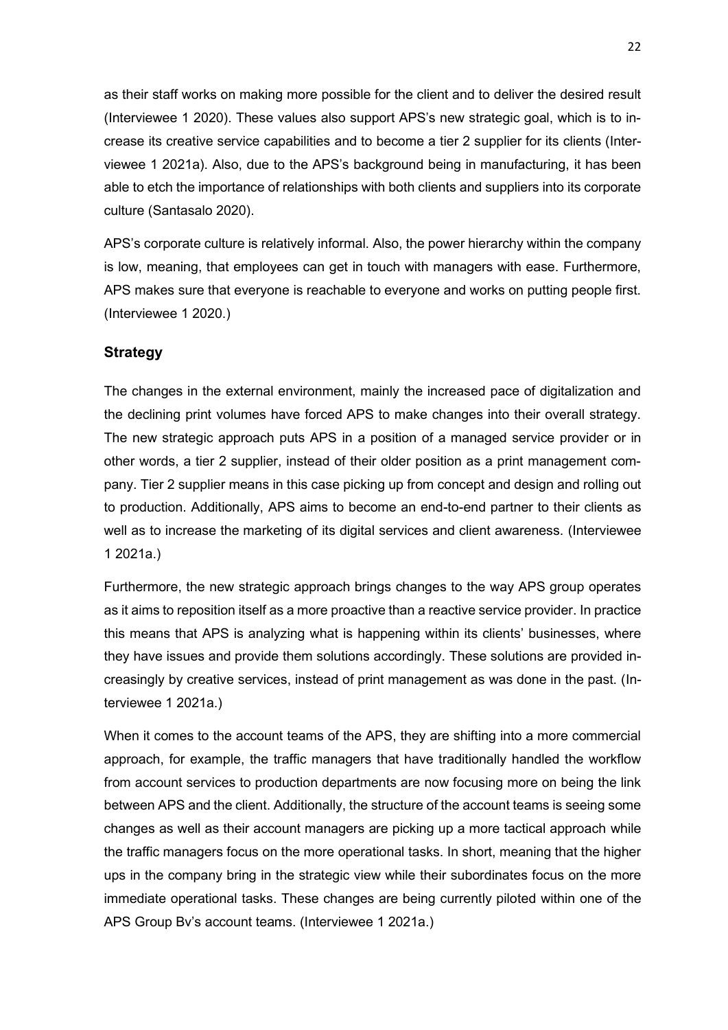as their staff works on making more possible for the client and to deliver the desired result (Interviewee 1 2020). These values also support APS's new strategic goal, which is to increase its creative service capabilities and to become a tier 2 supplier for its clients (Interviewee 1 2021a). Also, due to the APS's background being in manufacturing, it has been able to etch the importance of relationships with both clients and suppliers into its corporate culture (Santasalo 2020).

APS's corporate culture is relatively informal. Also, the power hierarchy within the company is low, meaning, that employees can get in touch with managers with ease. Furthermore, APS makes sure that everyone is reachable to everyone and works on putting people first. (Interviewee 1 2020.)

### Strategy

The changes in the external environment, mainly the increased pace of digitalization and the declining print volumes have forced APS to make changes into their overall strategy. The new strategic approach puts APS in a position of a managed service provider or in other words, a tier 2 supplier, instead of their older position as a print management company. Tier 2 supplier means in this case picking up from concept and design and rolling out to production. Additionally, APS aims to become an end-to-end partner to their clients as well as to increase the marketing of its digital services and client awareness. (Interviewee 1 2021a.)

Furthermore, the new strategic approach brings changes to the way APS group operates as it aims to reposition itself as a more proactive than a reactive service provider. In practice this means that APS is analyzing what is happening within its clients' businesses, where they have issues and provide them solutions accordingly. These solutions are provided increasingly by creative services, instead of print management as was done in the past. (Interviewee 1 2021a.)

When it comes to the account teams of the APS, they are shifting into a more commercial approach, for example, the traffic managers that have traditionally handled the workflow from account services to production departments are now focusing more on being the link between APS and the client. Additionally, the structure of the account teams is seeing some changes as well as their account managers are picking up a more tactical approach while the traffic managers focus on the more operational tasks. In short, meaning that the higher ups in the company bring in the strategic view while their subordinates focus on the more immediate operational tasks. These changes are being currently piloted within one of the APS Group Bv's account teams. (Interviewee 1 2021a.)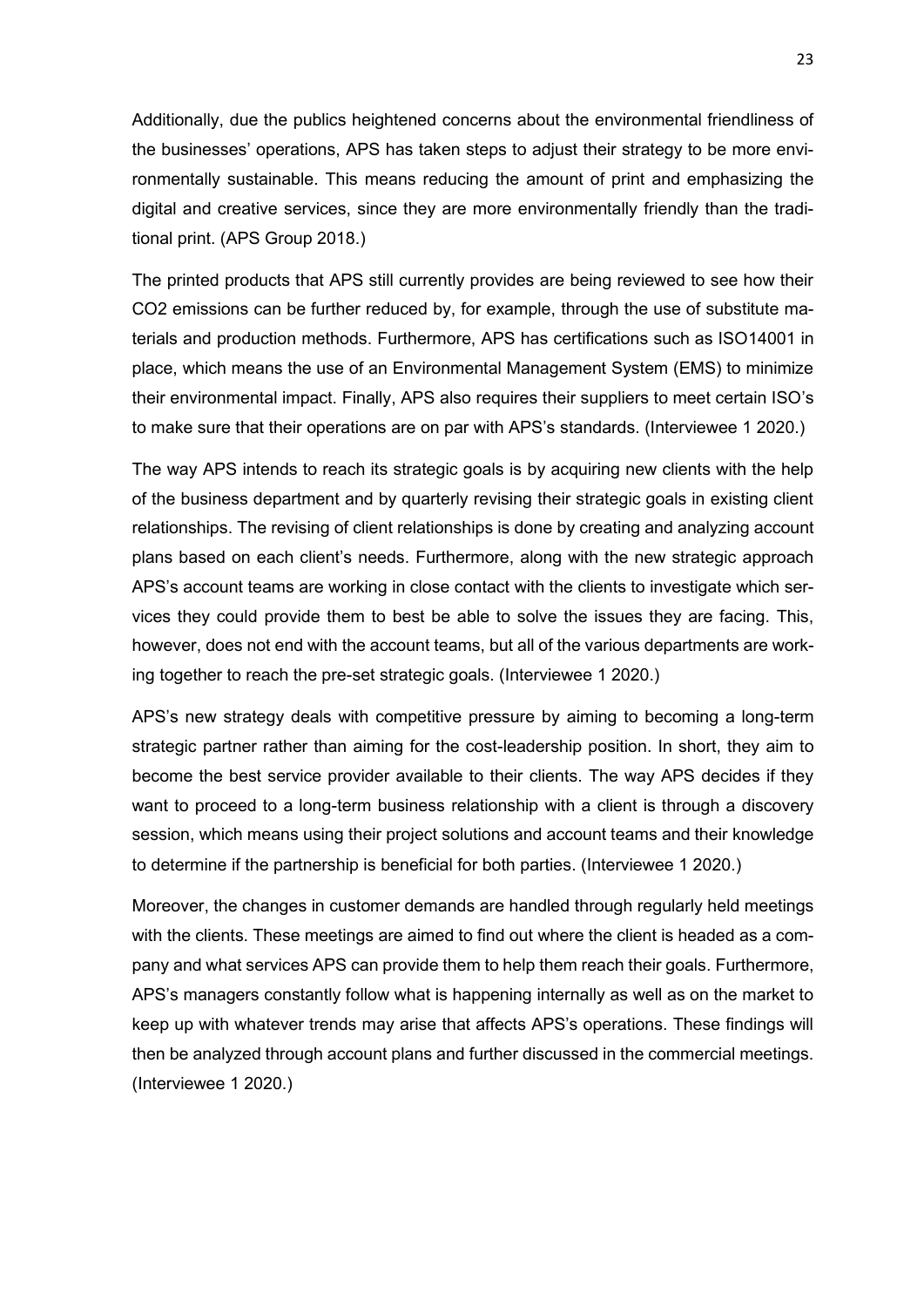Additionally, due the publics heightened concerns about the environmental friendliness of the businesses' operations, APS has taken steps to adjust their strategy to be more environmentally sustainable. This means reducing the amount of print and emphasizing the digital and creative services, since they are more environmentally friendly than the traditional print. (APS Group 2018.)

The printed products that APS still currently provides are being reviewed to see how their $CO_2$ emissions can be further reduced by, for example, through the use of substitute materials and production methods. Furthermore, APS has certifications such as ISO14001 in place, which means the use of an Environmental Management System (EMS) to minimize their environmental impact. Finally, APS also requires their suppliers to meet certain ISO's to make sure that their operations are on par with APS's standards. (Interviewee 1 2020.)

The way APS intends to reach its strategic goals is by acquiring new clients with the help of the business department and by quarterly revising their strategic goals in existing client relationships. The revising of client relationships is done by creating and analyzing account plans based on each client's needs. Furthermore, along with the new strategic approach APS's account teams are working in close contact with the clients to investigate which services they could provide them to best be able to solve the issues they are facing. This, however, does not end with the account teams, but all of the various departments are working together to reach the pre-set strategic goals. (Interviewee 1 2020.)

APS's new strategy deals with competitive pressure by aiming to becoming a long-term strategic partner rather than aiming for the cost-leadership position. In short, they aim to become the best service provider available to their clients. The way APS decides if they want to proceed to a long-term business relationship with a client is through a discovery session, which means using their project solutions and account teams and their knowledge to determine if the partnership is beneficial for both parties. (Interviewee 1 2020.)

Moreover, the changes in customer demands are handled through regularly held meetings with the clients. These meetings are aimed to find out where the client is headed as a company and what services APS can provide them to help them reach their goals. Furthermore, APS's managers constantly follow what is happening internally as well as on the market to keep up with whatever trends may arise that affects APS's operations. These findings will then be analyzed through account plans and further discussed in the commercial meetings. (Interviewee 1 2020.)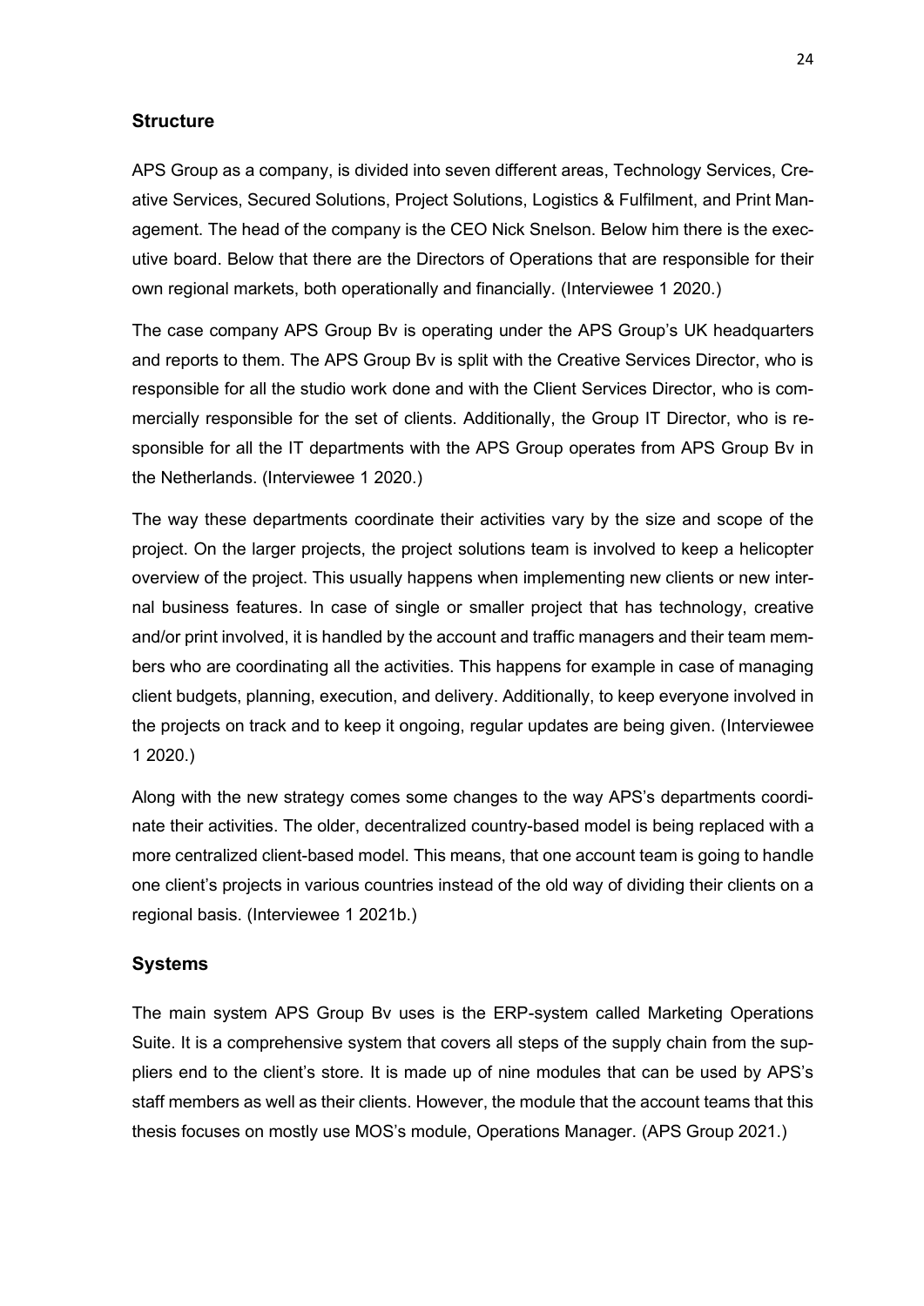## Structure

APS Group as a company, is divided into seven different areas, Technology Services, Creative Services, Secured Solutions, Project Solutions, Logistics & Fulfilment, and Print Management. The head of the company is the CEO Nick Snelson. Below him there is the executive board. Below that there are the Directors of Operations that are responsible for their own regional markets, both operationally and financially. (Interviewee 1 2020.)

The case company APS Group Bv is operating under the APS Group's UK headquarters and reports to them. The APS Group Bv is split with the Creative Services Director, who is responsible for all the studio work done and with the Client Services Director, who is commercially responsible for the set of clients. Additionally, the Group IT Director, who is responsible for all the IT departments with the APS Group operates from APS Group Bv in the Netherlands. (Interviewee 1 2020.)

The way these departments coordinate their activities vary by the size and scope of the project. On the larger projects, the project solutions team is involved to keep a helicopter overview of the project. This usually happens when implementing new clients or new internal business features. In case of single or smaller project that has technology, creative and/or print involved, it is handled by the account and traffic managers and their team members who are coordinating all the activities. This happens for example in case of managing client budgets, planning, execution, and delivery. Additionally, to keep everyone involved in the projects on track and to keep it ongoing, regular updates are being given. (Interviewee 1 2020.)

Along with the new strategy comes some changes to the way APS's departments coordinate their activities. The older, decentralized country-based model is being replaced with a more centralized client-based model. This means, that one account team is going to handle one client's projects in various countries instead of the old way of dividing their clients on a regional basis. (Interviewee 1 2021b.)

## Systems

The main system APS Group Bv uses is the ERP-system called Marketing Operations Suite. It is a comprehensive system that covers all steps of the supply chain from the suppliers end to the client's store. It is made up of nine modules that can be used by APS's staff members as well as their clients. However, the module that the account teams that this thesis focuses on mostly use MOS's module, Operations Manager. (APS Group 2021.)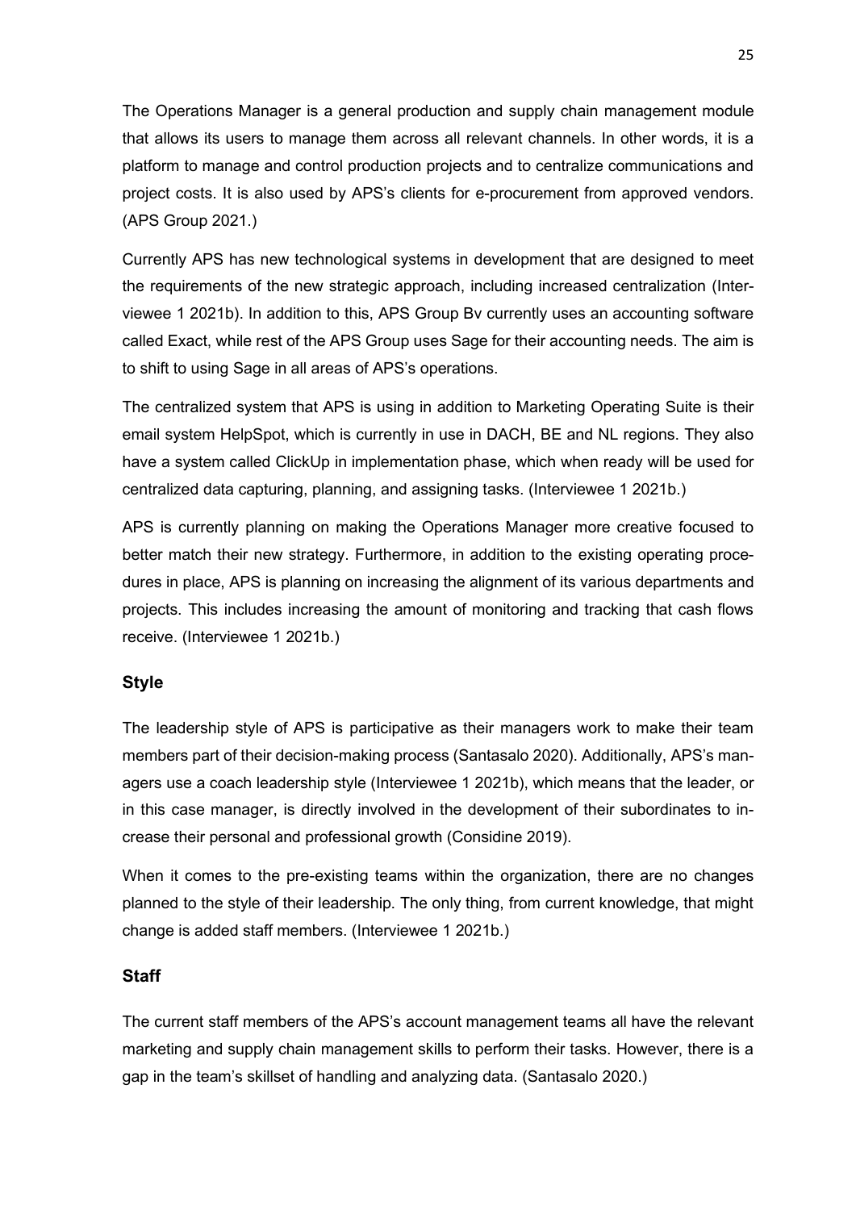The Operations Manager is a general production and supply chain management module that allows its users to manage them across all relevant channels. In other words, it is a platform to manage and control production projects and to centralize communications and project costs. It is also used by APS's clients for e-procurement from approved vendors. (APS Group 2021.)

Currently APS has new technological systems in development that are designed to meet the requirements of the new strategic approach, including increased centralization (Interviewee 1 2021b). In addition to this, APS Group Bv currently uses an accounting software called Exact, while rest of the APS Group uses Sage for their accounting needs. The aim is to shift to using Sage in all areas of APS's operations.

The centralized system that APS is using in addition to Marketing Operating Suite is their email system HelpSpot, which is currently in use in DACH, BE and NL regions. They also have a system called ClickUp in implementation phase, which when ready will be used for centralized data capturing, planning, and assigning tasks. (Interviewee 1 2021b.)

APS is currently planning on making the Operations Manager more creative focused to better match their new strategy. Furthermore, in addition to the existing operating procedures in place, APS is planning on increasing the alignment of its various departments and projects. This includes increasing the amount of monitoring and tracking that cash flows receive. (Interviewee 1 2021b.)

### Style

The leadership style of APS is participative as their managers work to make their team members part of their decision-making process (Santasalo 2020). Additionally, APS's managers use a coach leadership style (Interviewee 1 2021b), which means that the leader, or in this case manager, is directly involved in the development of their subordinates to increase their personal and professional growth (Considine 2019).

When it comes to the pre-existing teams within the organization, there are no changes planned to the style of their leadership. The only thing, from current knowledge, that might change is added staff members. (Interviewee 1 2021b.)

### Staff

The current staff members of the APS's account management teams all have the relevant marketing and supply chain management skills to perform their tasks. However, there is a gap in the team's skillset of handling and analyzing data. (Santasalo 2020.)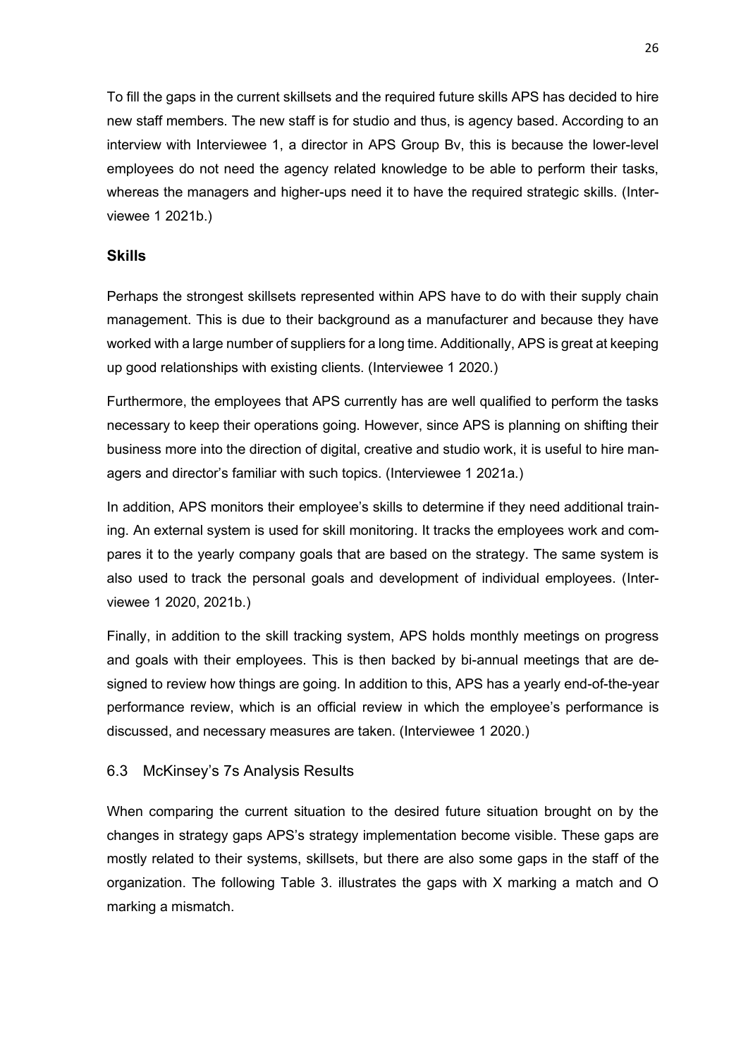To fill the gaps in the current skillsets and the required future skills APS has decided to hire new staff members. The new staff is for studio and thus, is agency based. According to an interview with Interviewee 1, a director in APS Group Bv, this is because the lower-level employees do not need the agency related knowledge to be able to perform their tasks, whereas the managers and higher-ups need it to have the required strategic skills. (Interviewee 1 2021b.)

### Skills

Perhaps the strongest skillsets represented within APS have to do with their supply chain management. This is due to their background as a manufacturer and because they have worked with a large number of suppliers for a long time. Additionally, APS is great at keeping up good relationships with existing clients. (Interviewee 1 2020.)

Furthermore, the employees that APS currently has are well qualified to perform the tasks necessary to keep their operations going. However, since APS is planning on shifting their business more into the direction of digital, creative and studio work, it is useful to hire managers and director's familiar with such topics. (Interviewee 1 2021a.)

In addition, APS monitors their employee's skills to determine if they need additional training. An external system is used for skill monitoring. It tracks the employees work and compares it to the yearly company goals that are based on the strategy. The same system is also used to track the personal goals and development of individual employees. (Interviewee 1 2020, 2021b.)

Finally, in addition to the skill tracking system, APS holds monthly meetings on progress and goals with their employees. This is then backed by bi-annual meetings that are designed to review how things are going. In addition to this, APS has a yearly end-of-the-year performance review, which is an official review in which the employee's performance is discussed, and necessary measures are taken. (Interviewee 1 2020.)

## 6.3 McKinsey's 7s Analysis Results

When comparing the current situation to the desired future situation brought on by the changes in strategy gaps APS's strategy implementation become visible. These gaps are mostly related to their systems, skillsets, but there are also some gaps in the staff of the organization. The following Table 3. illustrates the gaps with X marking a match and O marking a mismatch.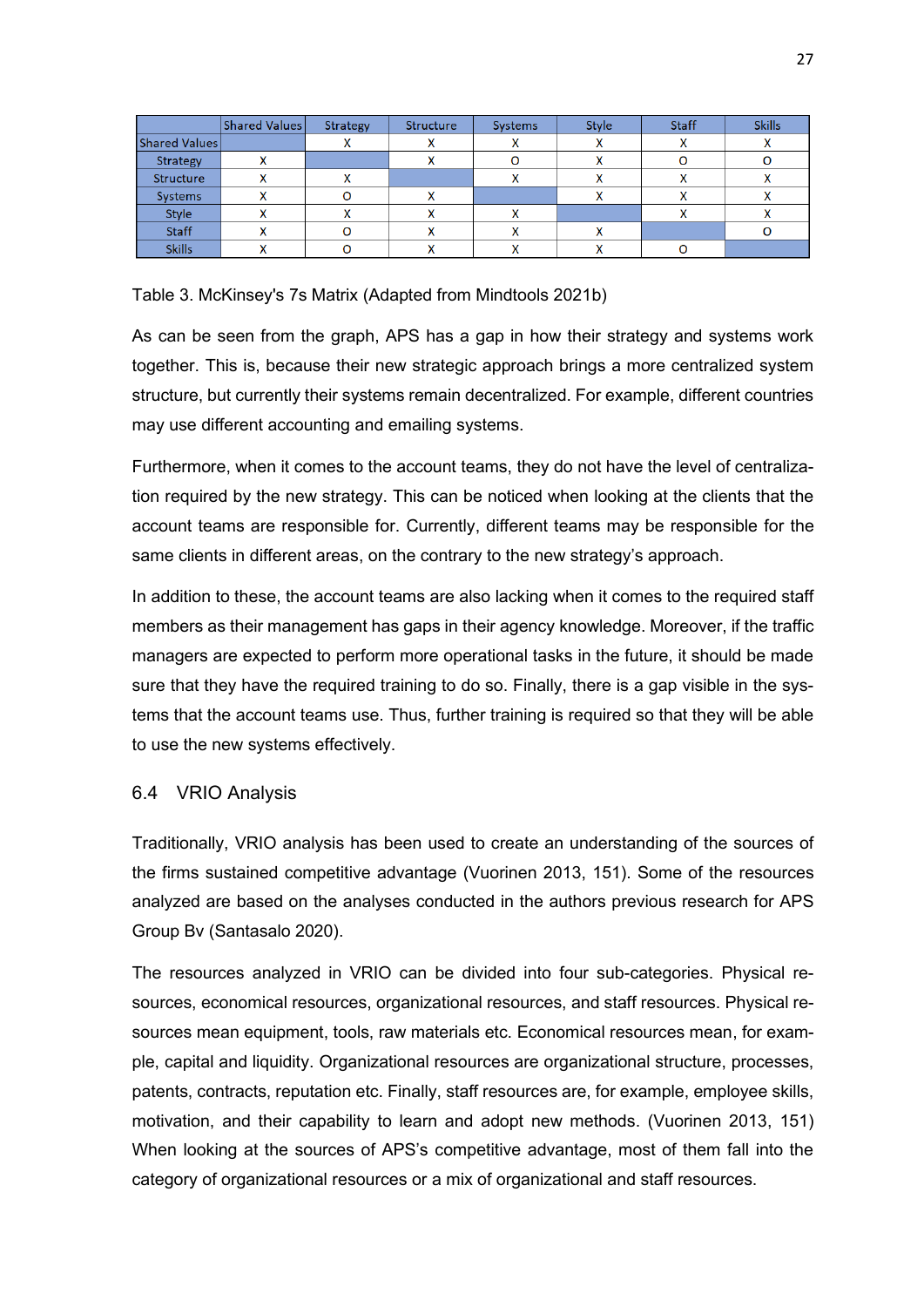| | Shared Values | Strategy | Structure | Systems | Style | Staff | Skills |
|---|---|---|---|---|---|---|---|
| Shared Values | | X | X | X | X | X | X |
| Strategy | X | | X | O | X | O | O |
| Structure | X | X | | X | X | X | X |
| Systems | X | O | X | | X | X | X |
| Style | X | X | X | X | | X | X |
| Staff | X | O | X | X | X | | O |
| Skills | X | O | X | X | X | O | |

Table 3. McKinsey's 7s Matrix (Adapted from Mindtools 2021b)

As can be seen from the graph, APS has a gap in how their strategy and systems work together. This is, because their new strategic approach brings a more centralized system structure, but currently their systems remain decentralized. For example, different countries may use different accounting and emailing systems.

Furthermore, when it comes to the account teams, they do not have the level of centralization required by the new strategy. This can be noticed when looking at the clients that the account teams are responsible for. Currently, different teams may be responsible for the same clients in different areas, on the contrary to the new strategy's approach.

In addition to these, the account teams are also lacking when it comes to the required staff members as their management has gaps in their agency knowledge. Moreover, if the traffic managers are expected to perform more operational tasks in the future, it should be made sure that they have the required training to do so. Finally, there is a gap visible in the systems that the account teams use. Thus, further training is required so that they will be able to use the new systems effectively.

## 6.4 VRIO Analysis

Traditionally, VRIO analysis has been used to create an understanding of the sources of the firms sustained competitive advantage (Vuorinen 2013, 151). Some of the resources analyzed are based on the analyses conducted in the authors previous research for APS Group Bv (Santasalo 2020).

The resources analyzed in VRIO can be divided into four sub-categories. Physical resources, economical resources, organizational resources, and staff resources. Physical resources mean equipment, tools, raw materials etc. Economical resources mean, for example, capital and liquidity. Organizational resources are organizational structure, processes, patents, contracts, reputation etc. Finally, staff resources are, for example, employee skills, motivation, and their capability to learn and adopt new methods. (Vuorinen 2013, 151) When looking at the sources of APS's competitive advantage, most of them fall into the category of organizational resources or a mix of organizational and staff resources.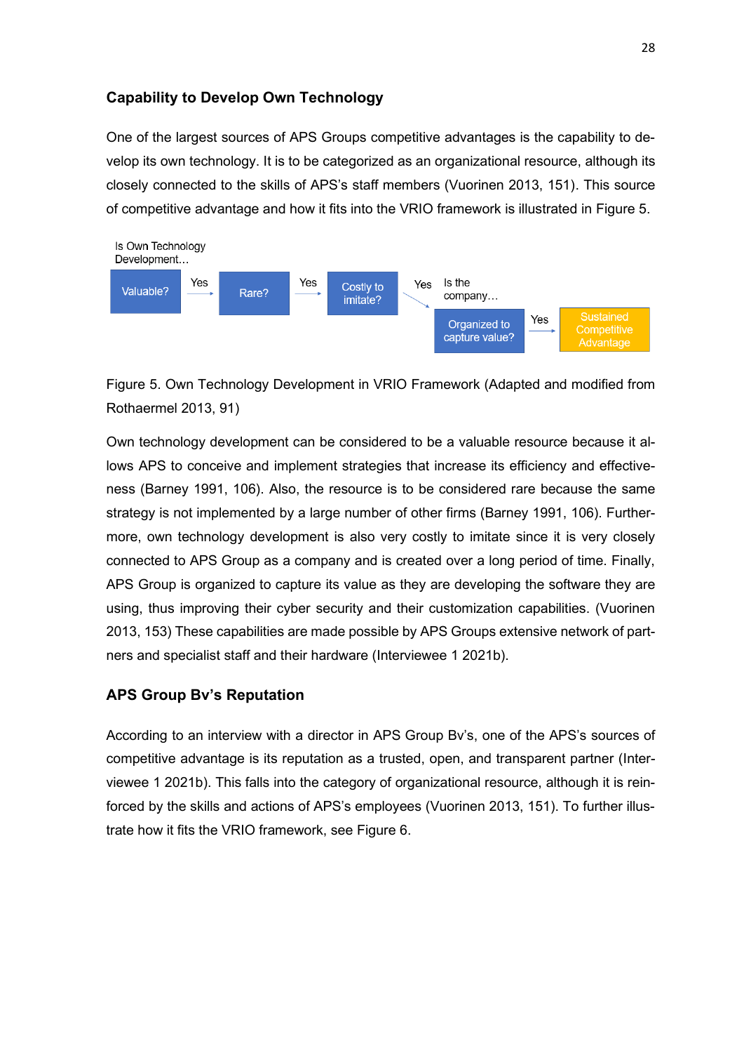### Capability to Develop Own Technology

One of the largest sources of APS Groups competitive advantages is the capability to develop its own technology. It is to be categorized as an organizational resource, although its closely connected to the skills of APS's staff members (Vuorinen 2013, 151). This source of competitive advantage and how it fits into the VRIO framework is illustrated in Figure 5.

Is Own Technology Development… Valuable? → Yes → Rare? → Yes → Costly to imitate? → Yes → Is the company… Organized to capture value? → Yes → Sustained Competitive Advantage

Figure 5. Own Technology Development in VRIO Framework (Adapted and modified from Rothaermel 2013, 91)

Own technology development can be considered to be a valuable resource because it allows APS to conceive and implement strategies that increase its efficiency and effectiveness (Barney 1991, 106). Also, the resource is to be considered rare because the same strategy is not implemented by a large number of other firms (Barney 1991, 106). Furthermore, own technology development is also very costly to imitate since it is very closely connected to APS Group as a company and is created over a long period of time. Finally, APS Group is organized to capture its value as they are developing the software they are using, thus improving their cyber security and their customization capabilities. (Vuorinen 2013, 153) These capabilities are made possible by APS Groups extensive network of partners and specialist staff and their hardware (Interviewee 1 2021b).

### APS Group Bv's Reputation

According to an interview with a director in APS Group Bv's, one of the APS's sources of competitive advantage is its reputation as a trusted, open, and transparent partner (Interviewee 1 2021b). This falls into the category of organizational resource, although it is reinforced by the skills and actions of APS's employees (Vuorinen 2013, 151). To further illustrate how it fits the VRIO framework, see Figure 6.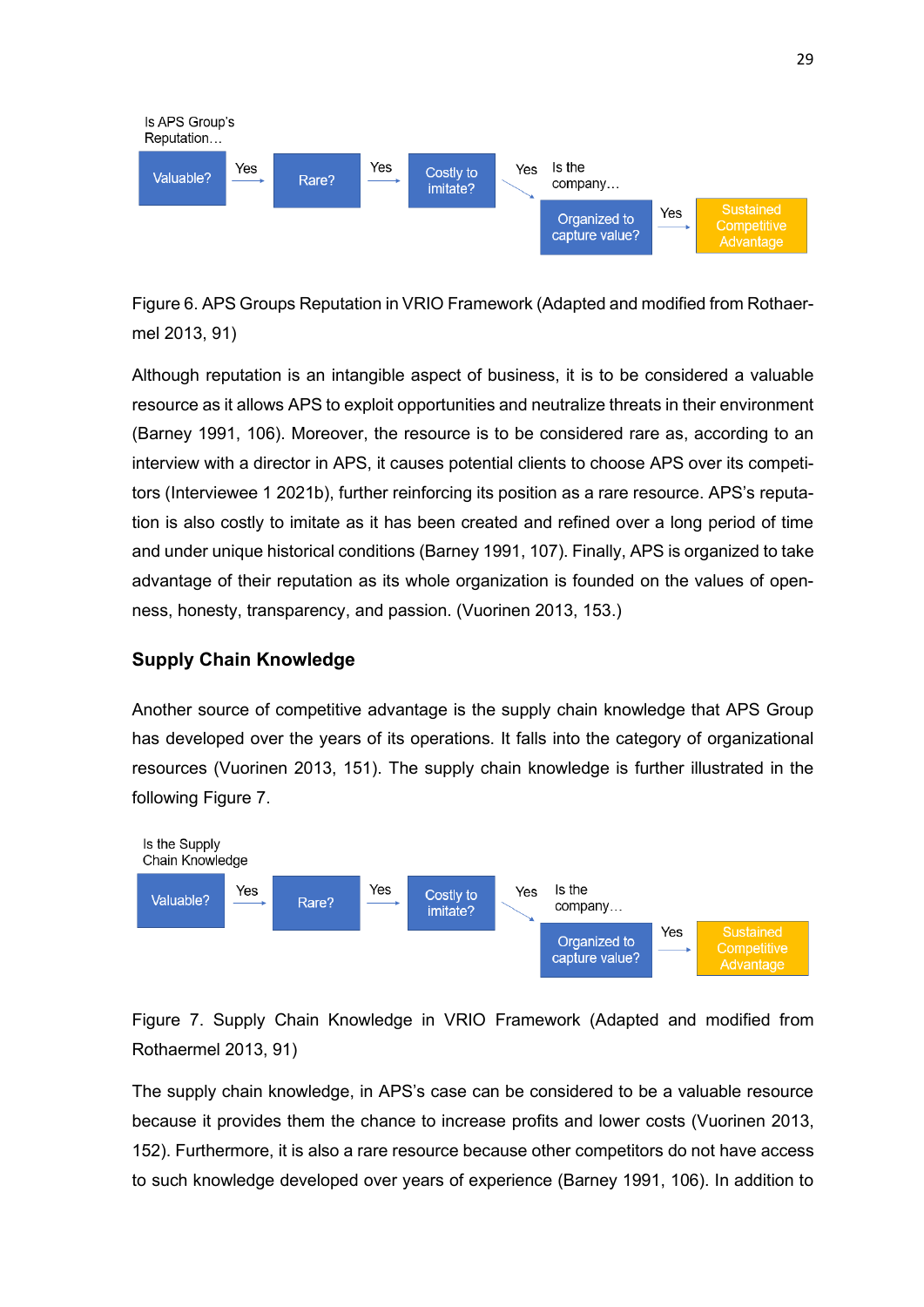Is APS Group's Reputation…

Valuable? → Yes → Rare? → Yes → Costly to imitate? → Yes → Is the company… Organized to capture value? → Yes → Sustained Competitive Advantage

Figure 6. APS Groups Reputation in VRIO Framework (Adapted and modified from Rothaermel 2013, 91)

Although reputation is an intangible aspect of business, it is to be considered a valuable resource as it allows APS to exploit opportunities and neutralize threats in their environment (Barney 1991, 106). Moreover, the resource is to be considered rare as, according to an interview with a director in APS, it causes potential clients to choose APS over its competitors (Interviewee 1 2021b), further reinforcing its position as a rare resource. APS's reputation is also costly to imitate as it has been created and refined over a long period of time and under unique historical conditions (Barney 1991, 107). Finally, APS is organized to take advantage of their reputation as its whole organization is founded on the values of openness, honesty, transparency, and passion. (Vuorinen 2013, 153.)

### Supply Chain Knowledge

Another source of competitive advantage is the supply chain knowledge that APS Group has developed over the years of its operations. It falls into the category of organizational resources (Vuorinen 2013, 151). The supply chain knowledge is further illustrated in the following Figure 7.

Is the Supply Chain Knowledge

Valuable? → Yes → Rare? → Yes → Costly to imitate? → Yes → Is the company… Organized to capture value? → Yes → Sustained Competitive Advantage

Figure 7. Supply Chain Knowledge in VRIO Framework (Adapted and modified from Rothaermel 2013, 91)

The supply chain knowledge, in APS's case can be considered to be a valuable resource because it provides them the chance to increase profits and lower costs (Vuorinen 2013, 152). Furthermore, it is also a rare resource because other competitors do not have access to such knowledge developed over years of experience (Barney 1991, 106). In addition to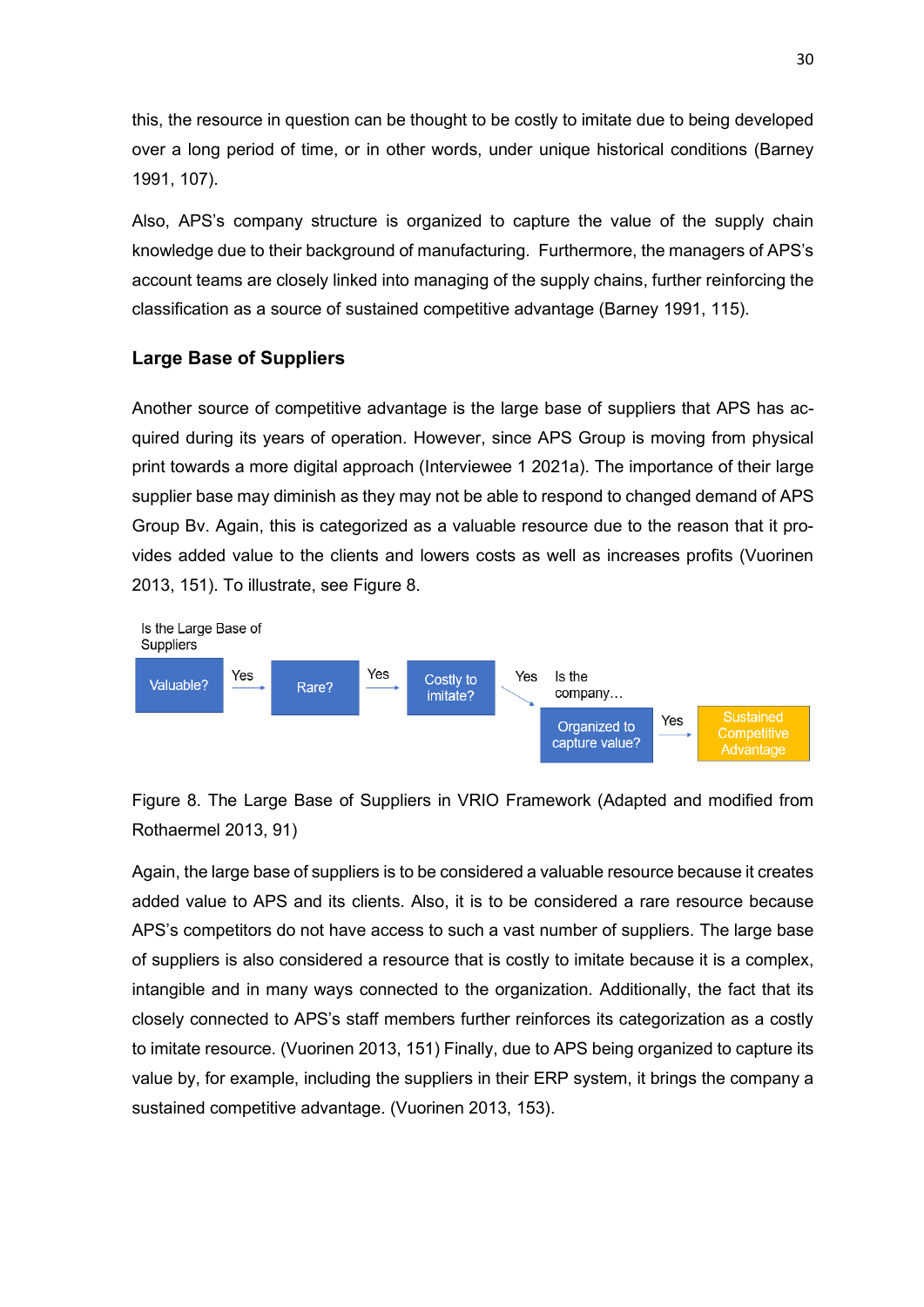this, the resource in question can be thought to be costly to imitate due to being developed over a long period of time, or in other words, under unique historical conditions (Barney 1991, 107).

Also, APS's company structure is organized to capture the value of the supply chain knowledge due to their background of manufacturing. Furthermore, the managers of APS's account teams are closely linked into managing of the supply chains, further reinforcing the classification as a source of sustained competitive advantage (Barney 1991, 115).

### Large Base of Suppliers

Another source of competitive advantage is the large base of suppliers that APS has acquired during its years of operation. However, since APS Group is moving from physical print towards a more digital approach (Interviewee 1 2021a). The importance of their large supplier base may diminish as they may not be able to respond to changed demand of APS Group Bv. Again, this is categorized as a valuable resource due to the reason that it provides added value to the clients and lowers costs as well as increases profits (Vuorinen 2013, 151). To illustrate, see Figure 8.

Is the Large Base of Suppliers

Valuable? → Yes → Rare? → Yes → Costly to imitate? → Yes → Is the company… Organized to capture value? → Yes → Sustained Competitive Advantage

Figure 8. The Large Base of Suppliers in VRIO Framework (Adapted and modified from Rothaermel 2013, 91)

Again, the large base of suppliers is to be considered a valuable resource because it creates added value to APS and its clients. Also, it is to be considered a rare resource because APS's competitors do not have access to such a vast number of suppliers. The large base of suppliers is also considered a resource that is costly to imitate because it is a complex, intangible and in many ways connected to the organization. Additionally, the fact that its closely connected to APS's staff members further reinforces its categorization as a costly to imitate resource. (Vuorinen 2013, 151) Finally, due to APS being organized to capture its value by, for example, including the suppliers in their ERP system, it brings the company a sustained competitive advantage. (Vuorinen 2013, 153).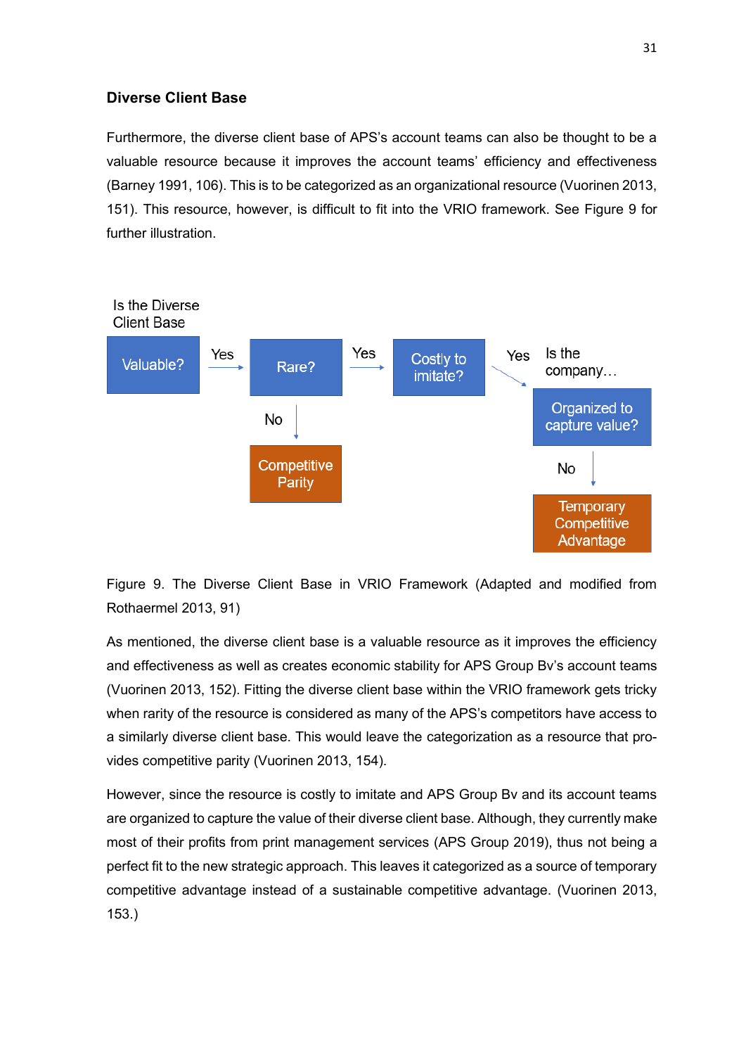**Diverse Client Base**

Furthermore, the diverse client base of APS's account teams can also be thought to be a valuable resource because it improves the account teams' efficiency and effectiveness (Barney 1991, 106). This is to be categorized as an organizational resource (Vuorinen 2013, 151). This resource, however, is difficult to fit into the VRIO framework. See Figure 9 for further illustration.

Is the Diverse Client Base

Valuable? → Yes → Rare? → Yes → Costly to imitate? → Yes → Is the company… Organized to capture value?

Rare? → No → Competitive Parity

Organized to capture value? → No → Temporary Competitive Advantage

Figure 9. The Diverse Client Base in VRIO Framework (Adapted and modified from Rothaermel 2013, 91)

As mentioned, the diverse client base is a valuable resource as it improves the efficiency and effectiveness as well as creates economic stability for APS Group Bv's account teams (Vuorinen 2013, 152). Fitting the diverse client base within the VRIO framework gets tricky when rarity of the resource is considered as many of the APS's competitors have access to a similarly diverse client base. This would leave the categorization as a resource that provides competitive parity (Vuorinen 2013, 154).

However, since the resource is costly to imitate and APS Group Bv and its account teams are organized to capture the value of their diverse client base. Although, they currently make most of their profits from print management services (APS Group 2019), thus not being a perfect fit to the new strategic approach. This leaves it categorized as a source of temporary competitive advantage instead of a sustainable competitive advantage. (Vuorinen 2013, 153.)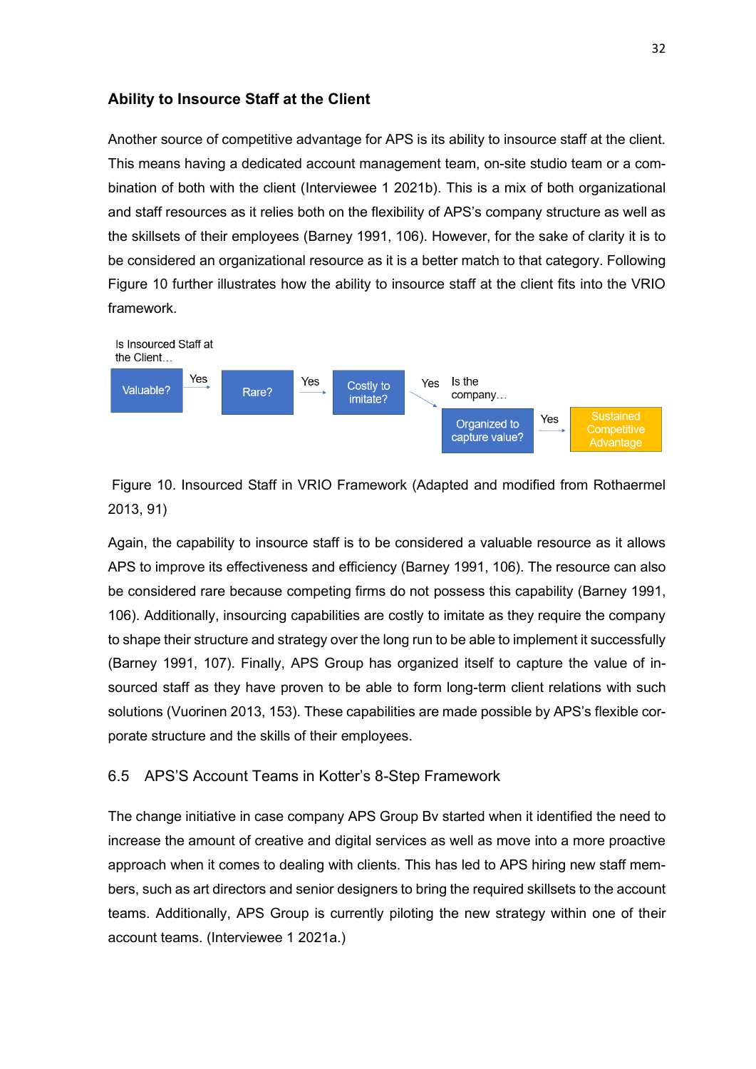### Ability to Insource Staff at the Client

Another source of competitive advantage for APS is its ability to insource staff at the client. This means having a dedicated account management team, on-site studio team or a combination of both with the client (Interviewee 1 2021b). This is a mix of both organizational and staff resources as it relies both on the flexibility of APS's company structure as well as the skillsets of their employees (Barney 1991, 106). However, for the sake of clarity it is to be considered an organizational resource as it is a better match to that category. Following Figure 10 further illustrates how the ability to insource staff at the client fits into the VRIO framework.

Is Insourced Staff at the Client… Valuable? → Yes → Rare? → Yes → Costly to imitate? → Yes → Is the company… Organized to capture value? → Yes → Sustained Competitive Advantage

Figure 10. Insourced Staff in VRIO Framework (Adapted and modified from Rothaermel 2013, 91)

Again, the capability to insource staff is to be considered a valuable resource as it allows APS to improve its effectiveness and efficiency (Barney 1991, 106). The resource can also be considered rare because competing firms do not possess this capability (Barney 1991, 106). Additionally, insourcing capabilities are costly to imitate as they require the company to shape their structure and strategy over the long run to be able to implement it successfully (Barney 1991, 107). Finally, APS Group has organized itself to capture the value of insourced staff as they have proven to be able to form long-term client relations with such solutions (Vuorinen 2013, 153). These capabilities are made possible by APS's flexible corporate structure and the skills of their employees.

## 6.5 APS'S Account Teams in Kotter's 8-Step Framework

The change initiative in case company APS Group Bv started when it identified the need to increase the amount of creative and digital services as well as move into a more proactive approach when it comes to dealing with clients. This has led to APS hiring new staff members, such as art directors and senior designers to bring the required skillsets to the account teams. Additionally, APS Group is currently piloting the new strategy within one of their account teams. (Interviewee 1 2021a.)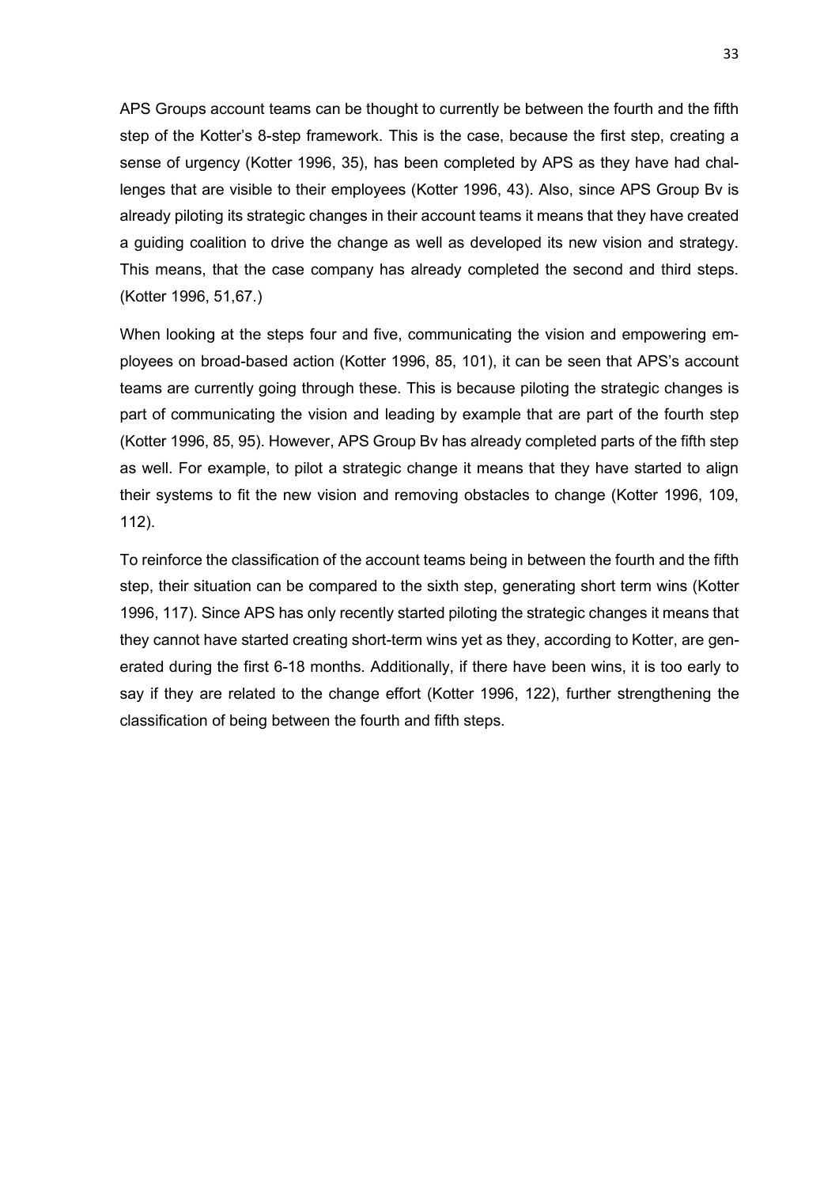APS Groups account teams can be thought to currently be between the fourth and the fifth step of the Kotter's 8-step framework. This is the case, because the first step, creating a sense of urgency (Kotter 1996, 35), has been completed by APS as they have had challenges that are visible to their employees (Kotter 1996, 43). Also, since APS Group Bv is already piloting its strategic changes in their account teams it means that they have created a guiding coalition to drive the change as well as developed its new vision and strategy. This means, that the case company has already completed the second and third steps. (Kotter 1996, 51,67.)

When looking at the steps four and five, communicating the vision and empowering employees on broad-based action (Kotter 1996, 85, 101), it can be seen that APS's account teams are currently going through these. This is because piloting the strategic changes is part of communicating the vision and leading by example that are part of the fourth step (Kotter 1996, 85, 95). However, APS Group Bv has already completed parts of the fifth step as well. For example, to pilot a strategic change it means that they have started to align their systems to fit the new vision and removing obstacles to change (Kotter 1996, 109, 112).

To reinforce the classification of the account teams being in between the fourth and the fifth step, their situation can be compared to the sixth step, generating short term wins (Kotter 1996, 117). Since APS has only recently started piloting the strategic changes it means that they cannot have started creating short-term wins yet as they, according to Kotter, are generated during the first 6-18 months. Additionally, if there have been wins, it is too early to say if they are related to the change effort (Kotter 1996, 122), further strengthening the classification of being between the fourth and fifth steps.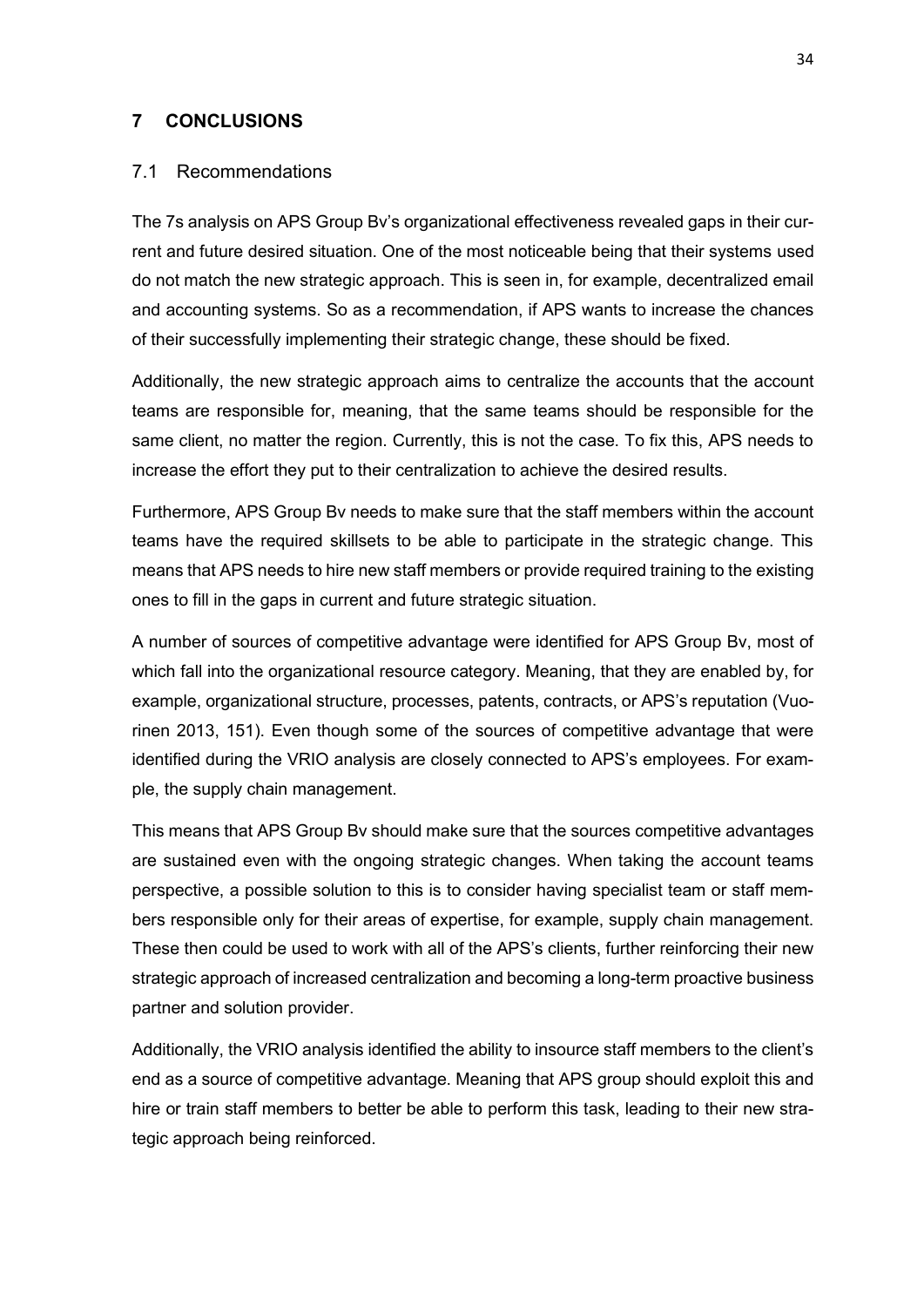# 7 CONCLUSIONS

## 7.1 Recommendations

The 7s analysis on APS Group Bv's organizational effectiveness revealed gaps in their current and future desired situation. One of the most noticeable being that their systems used do not match the new strategic approach. This is seen in, for example, decentralized email and accounting systems. So as a recommendation, if APS wants to increase the chances of their successfully implementing their strategic change, these should be fixed.

Additionally, the new strategic approach aims to centralize the accounts that the account teams are responsible for, meaning, that the same teams should be responsible for the same client, no matter the region. Currently, this is not the case. To fix this, APS needs to increase the effort they put to their centralization to achieve the desired results.

Furthermore, APS Group Bv needs to make sure that the staff members within the account teams have the required skillsets to be able to participate in the strategic change. This means that APS needs to hire new staff members or provide required training to the existing ones to fill in the gaps in current and future strategic situation.

A number of sources of competitive advantage were identified for APS Group Bv, most of which fall into the organizational resource category. Meaning, that they are enabled by, for example, organizational structure, processes, patents, contracts, or APS's reputation (Vuorinen 2013, 151). Even though some of the sources of competitive advantage that were identified during the VRIO analysis are closely connected to APS's employees. For example, the supply chain management.

This means that APS Group Bv should make sure that the sources competitive advantages are sustained even with the ongoing strategic changes. When taking the account teams perspective, a possible solution to this is to consider having specialist team or staff members responsible only for their areas of expertise, for example, supply chain management. These then could be used to work with all of the APS's clients, further reinforcing their new strategic approach of increased centralization and becoming a long-term proactive business partner and solution provider.

Additionally, the VRIO analysis identified the ability to insource staff members to the client's end as a source of competitive advantage. Meaning that APS group should exploit this and hire or train staff members to better be able to perform this task, leading to their new strategic approach being reinforced.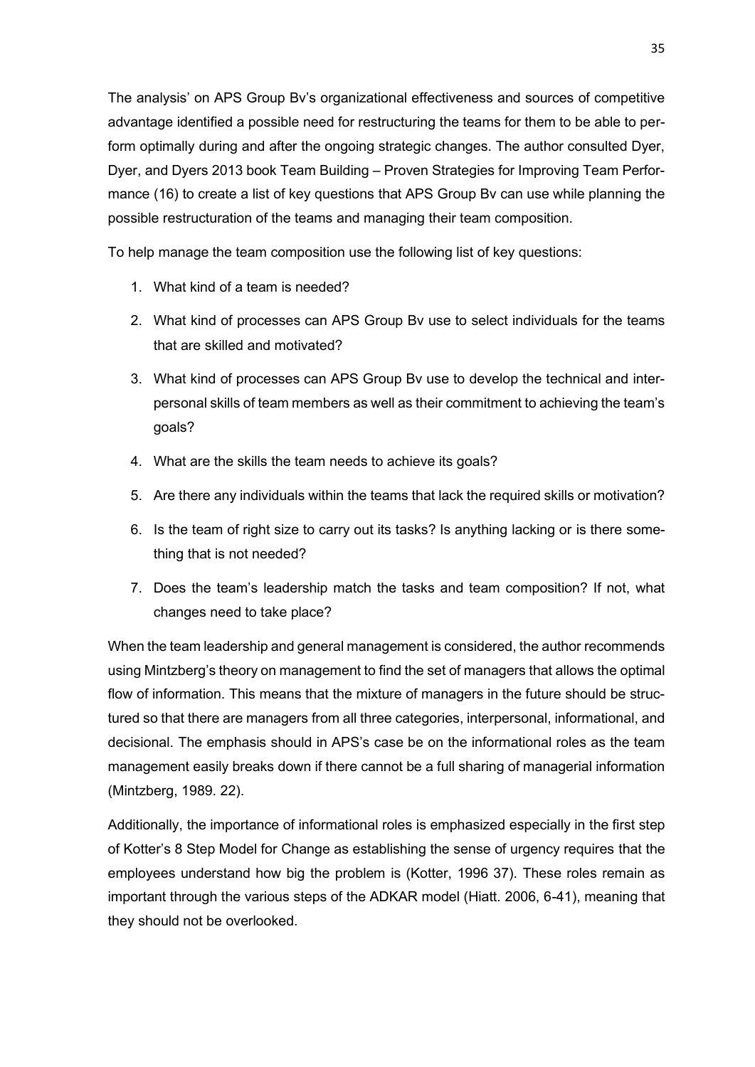The analysis' on APS Group Bv's organizational effectiveness and sources of competitive advantage identified a possible need for restructuring the teams for them to be able to perform optimally during and after the ongoing strategic changes. The author consulted Dyer, Dyer, and Dyers 2013 book Team Building – Proven Strategies for Improving Team Performance (16) to create a list of key questions that APS Group Bv can use while planning the possible restructuration of the teams and managing their team composition.

To help manage the team composition use the following list of key questions:

1. What kind of a team is needed?
2. What kind of processes can APS Group Bv use to select individuals for the teams that are skilled and motivated?
3. What kind of processes can APS Group Bv use to develop the technical and interpersonal skills of team members as well as their commitment to achieving the team's goals?
4. What are the skills the team needs to achieve its goals?
5. Are there any individuals within the teams that lack the required skills or motivation?
6. Is the team of right size to carry out its tasks? Is anything lacking or is there something that is not needed?
7. Does the team's leadership match the tasks and team composition? If not, what changes need to take place?

When the team leadership and general management is considered, the author recommends using Mintzberg's theory on management to find the set of managers that allows the optimal flow of information. This means that the mixture of managers in the future should be structured so that there are managers from all three categories, interpersonal, informational, and decisional. The emphasis should in APS's case be on the informational roles as the team management easily breaks down if there cannot be a full sharing of managerial information (Mintzberg, 1989. 22).

Additionally, the importance of informational roles is emphasized especially in the first step of Kotter's 8 Step Model for Change as establishing the sense of urgency requires that the employees understand how big the problem is (Kotter, 1996 37). These roles remain as important through the various steps of the ADKAR model (Hiatt. 2006, 6-41), meaning that they should not be overlooked.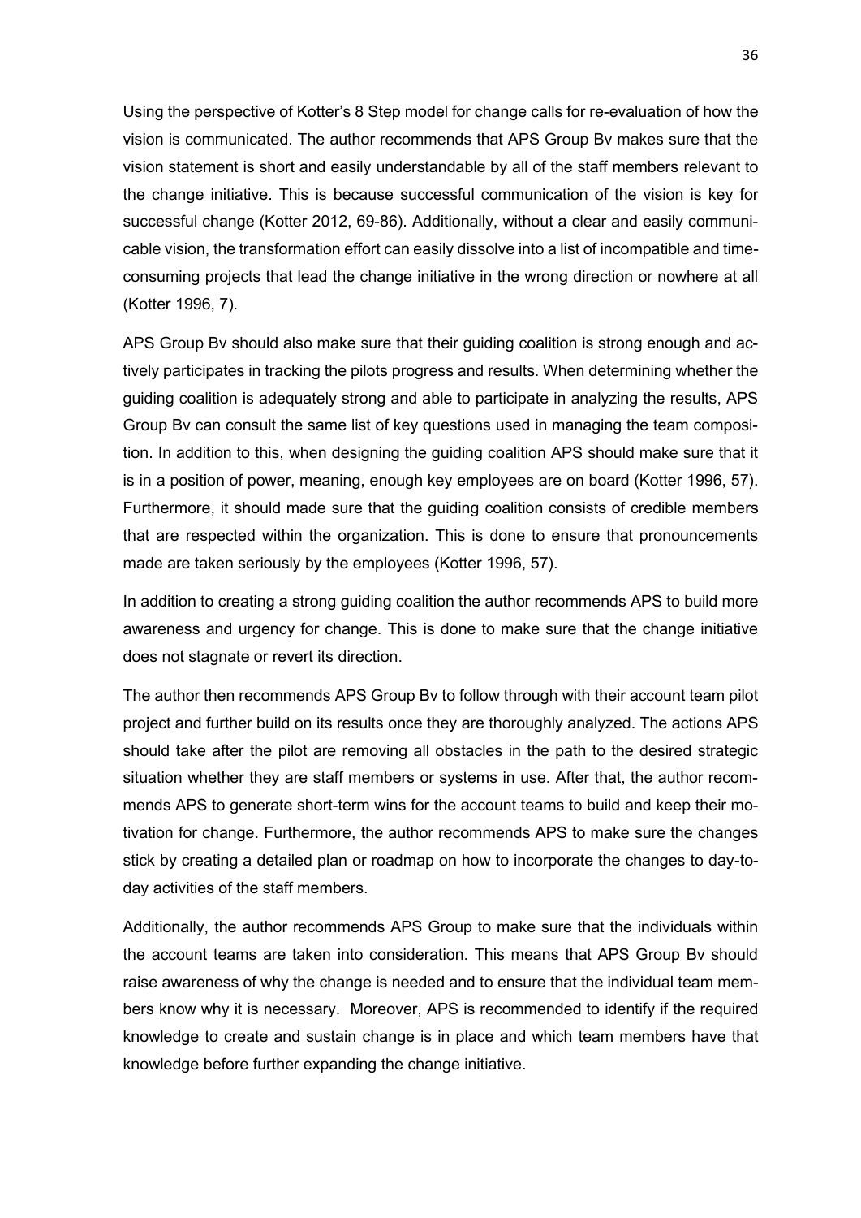Using the perspective of Kotter's 8 Step model for change calls for re-evaluation of how the vision is communicated. The author recommends that APS Group Bv makes sure that the vision statement is short and easily understandable by all of the staff members relevant to the change initiative. This is because successful communication of the vision is key for successful change (Kotter 2012, 69-86). Additionally, without a clear and easily communicable vision, the transformation effort can easily dissolve into a list of incompatible and time-consuming projects that lead the change initiative in the wrong direction or nowhere at all (Kotter 1996, 7).

APS Group Bv should also make sure that their guiding coalition is strong enough and actively participates in tracking the pilots progress and results. When determining whether the guiding coalition is adequately strong and able to participate in analyzing the results, APS Group Bv can consult the same list of key questions used in managing the team composition. In addition to this, when designing the guiding coalition APS should make sure that it is in a position of power, meaning, enough key employees are on board (Kotter 1996, 57). Furthermore, it should made sure that the guiding coalition consists of credible members that are respected within the organization. This is done to ensure that pronouncements made are taken seriously by the employees (Kotter 1996, 57).

In addition to creating a strong guiding coalition the author recommends APS to build more awareness and urgency for change. This is done to make sure that the change initiative does not stagnate or revert its direction.

The author then recommends APS Group Bv to follow through with their account team pilot project and further build on its results once they are thoroughly analyzed. The actions APS should take after the pilot are removing all obstacles in the path to the desired strategic situation whether they are staff members or systems in use. After that, the author recommends APS to generate short-term wins for the account teams to build and keep their motivation for change. Furthermore, the author recommends APS to make sure the changes stick by creating a detailed plan or roadmap on how to incorporate the changes to day-to-day activities of the staff members.

Additionally, the author recommends APS Group to make sure that the individuals within the account teams are taken into consideration. This means that APS Group Bv should raise awareness of why the change is needed and to ensure that the individual team members know why it is necessary. Moreover, APS is recommended to identify if the required knowledge to create and sustain change is in place and which team members have that knowledge before further expanding the change initiative.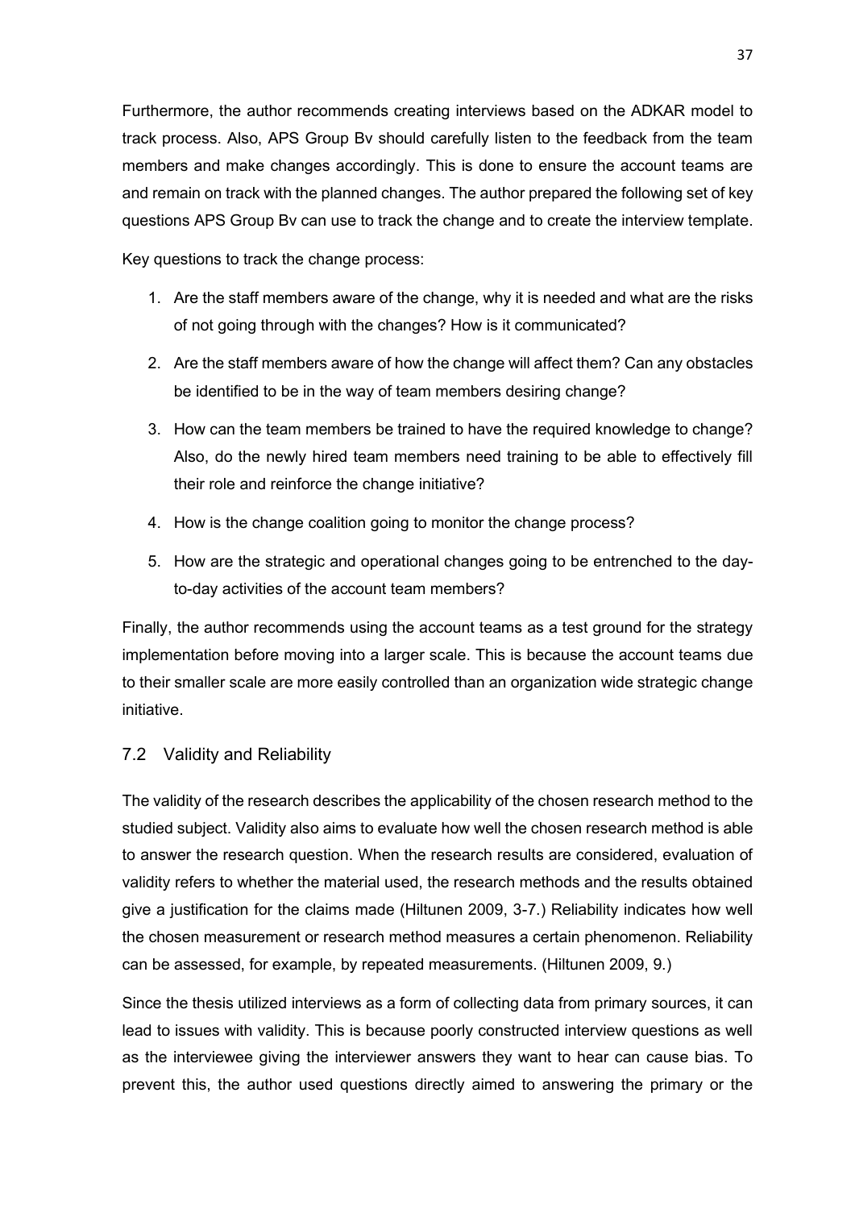Furthermore, the author recommends creating interviews based on the ADKAR model to track process. Also, APS Group Bv should carefully listen to the feedback from the team members and make changes accordingly. This is done to ensure the account teams are and remain on track with the planned changes. The author prepared the following set of key questions APS Group Bv can use to track the change and to create the interview template.

Key questions to track the change process:

1. Are the staff members aware of the change, why it is needed and what are the risks of not going through with the changes? How is it communicated?
2. Are the staff members aware of how the change will affect them? Can any obstacles be identified to be in the way of team members desiring change?
3. How can the team members be trained to have the required knowledge to change? Also, do the newly hired team members need training to be able to effectively fill their role and reinforce the change initiative?
4. How is the change coalition going to monitor the change process?
5. How are the strategic and operational changes going to be entrenched to the day-to-day activities of the account team members?

Finally, the author recommends using the account teams as a test ground for the strategy implementation before moving into a larger scale. This is because the account teams due to their smaller scale are more easily controlled than an organization wide strategic change initiative.

## 7.2 Validity and Reliability

The validity of the research describes the applicability of the chosen research method to the studied subject. Validity also aims to evaluate how well the chosen research method is able to answer the research question. When the research results are considered, evaluation of validity refers to whether the material used, the research methods and the results obtained give a justification for the claims made (Hiltunen 2009, 3-7.) Reliability indicates how well the chosen measurement or research method measures a certain phenomenon. Reliability can be assessed, for example, by repeated measurements. (Hiltunen 2009, 9.)

Since the thesis utilized interviews as a form of collecting data from primary sources, it can lead to issues with validity. This is because poorly constructed interview questions as well as the interviewee giving the interviewer answers they want to hear can cause bias. To prevent this, the author used questions directly aimed to answering the primary or the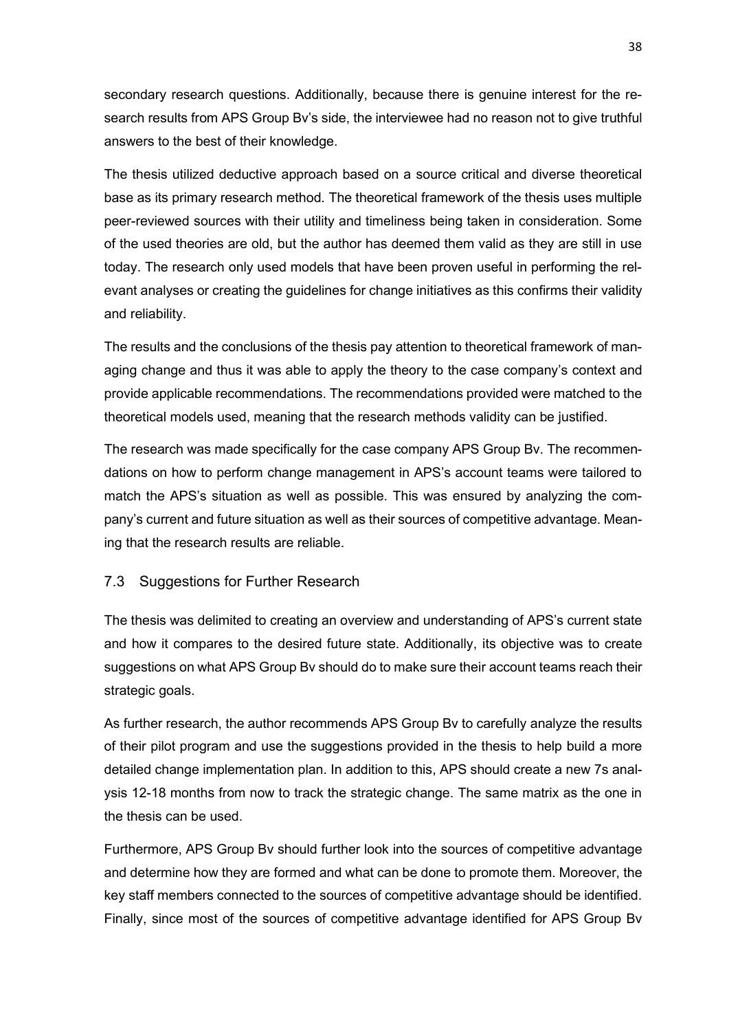secondary research questions. Additionally, because there is genuine interest for the research results from APS Group Bv's side, the interviewee had no reason not to give truthful answers to the best of their knowledge.

The thesis utilized deductive approach based on a source critical and diverse theoretical base as its primary research method. The theoretical framework of the thesis uses multiple peer-reviewed sources with their utility and timeliness being taken in consideration. Some of the used theories are old, but the author has deemed them valid as they are still in use today. The research only used models that have been proven useful in performing the relevant analyses or creating the guidelines for change initiatives as this confirms their validity and reliability.

The results and the conclusions of the thesis pay attention to theoretical framework of managing change and thus it was able to apply the theory to the case company's context and provide applicable recommendations. The recommendations provided were matched to the theoretical models used, meaning that the research methods validity can be justified.

The research was made specifically for the case company APS Group Bv. The recommendations on how to perform change management in APS's account teams were tailored to match the APS's situation as well as possible. This was ensured by analyzing the company's current and future situation as well as their sources of competitive advantage. Meaning that the research results are reliable.

## 7.3 Suggestions for Further Research

The thesis was delimited to creating an overview and understanding of APS's current state and how it compares to the desired future state. Additionally, its objective was to create suggestions on what APS Group Bv should do to make sure their account teams reach their strategic goals.

As further research, the author recommends APS Group Bv to carefully analyze the results of their pilot program and use the suggestions provided in the thesis to help build a more detailed change implementation plan. In addition to this, APS should create a new 7s analysis 12-18 months from now to track the strategic change. The same matrix as the one in the thesis can be used.

Furthermore, APS Group Bv should further look into the sources of competitive advantage and determine how they are formed and what can be done to promote them. Moreover, the key staff members connected to the sources of competitive advantage should be identified. Finally, since most of the sources of competitive advantage identified for APS Group Bv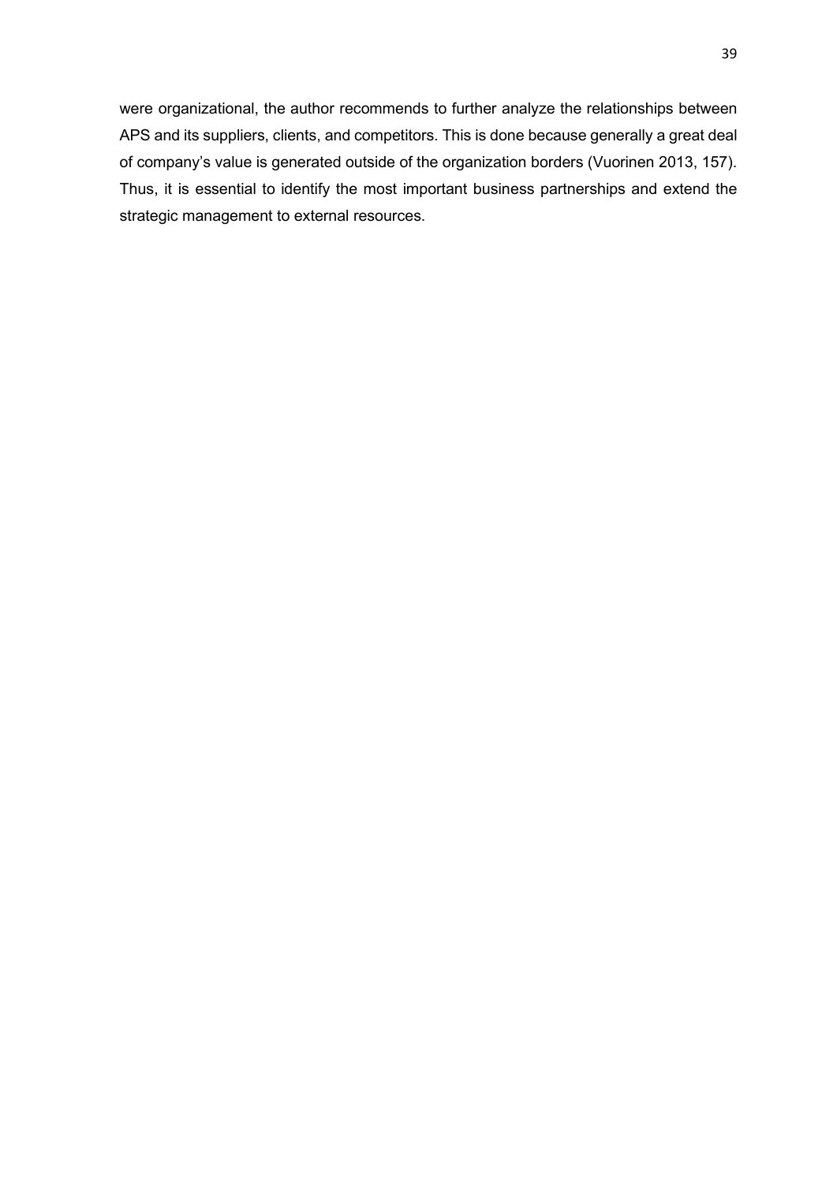were organizational, the author recommends to further analyze the relationships between APS and its suppliers, clients, and competitors. This is done because generally a great deal of company's value is generated outside of the organization borders (Vuorinen 2013, 157). Thus, it is essential to identify the most important business partnerships and extend the strategic management to external resources.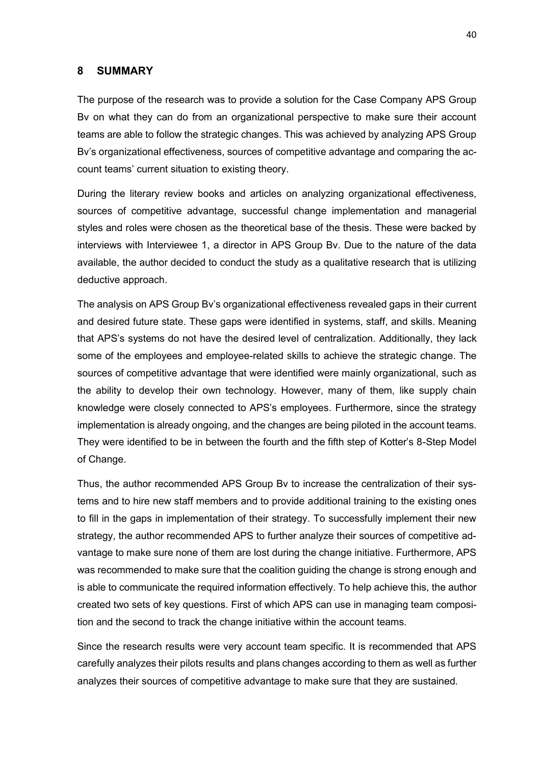## 8 SUMMARY

The purpose of the research was to provide a solution for the Case Company APS Group Bv on what they can do from an organizational perspective to make sure their account teams are able to follow the strategic changes. This was achieved by analyzing APS Group Bv's organizational effectiveness, sources of competitive advantage and comparing the account teams' current situation to existing theory.

During the literary review books and articles on analyzing organizational effectiveness, sources of competitive advantage, successful change implementation and managerial styles and roles were chosen as the theoretical base of the thesis. These were backed by interviews with Interviewee 1, a director in APS Group Bv. Due to the nature of the data available, the author decided to conduct the study as a qualitative research that is utilizing deductive approach.

The analysis on APS Group Bv's organizational effectiveness revealed gaps in their current and desired future state. These gaps were identified in systems, staff, and skills. Meaning that APS's systems do not have the desired level of centralization. Additionally, they lack some of the employees and employee-related skills to achieve the strategic change. The sources of competitive advantage that were identified were mainly organizational, such as the ability to develop their own technology. However, many of them, like supply chain knowledge were closely connected to APS's employees. Furthermore, since the strategy implementation is already ongoing, and the changes are being piloted in the account teams. They were identified to be in between the fourth and the fifth step of Kotter's 8-Step Model of Change.

Thus, the author recommended APS Group Bv to increase the centralization of their systems and to hire new staff members and to provide additional training to the existing ones to fill in the gaps in implementation of their strategy. To successfully implement their new strategy, the author recommended APS to further analyze their sources of competitive advantage to make sure none of them are lost during the change initiative. Furthermore, APS was recommended to make sure that the coalition guiding the change is strong enough and is able to communicate the required information effectively. To help achieve this, the author created two sets of key questions. First of which APS can use in managing team composition and the second to track the change initiative within the account teams.

Since the research results were very account team specific. It is recommended that APS carefully analyzes their pilots results and plans changes according to them as well as further analyzes their sources of competitive advantage to make sure that they are sustained.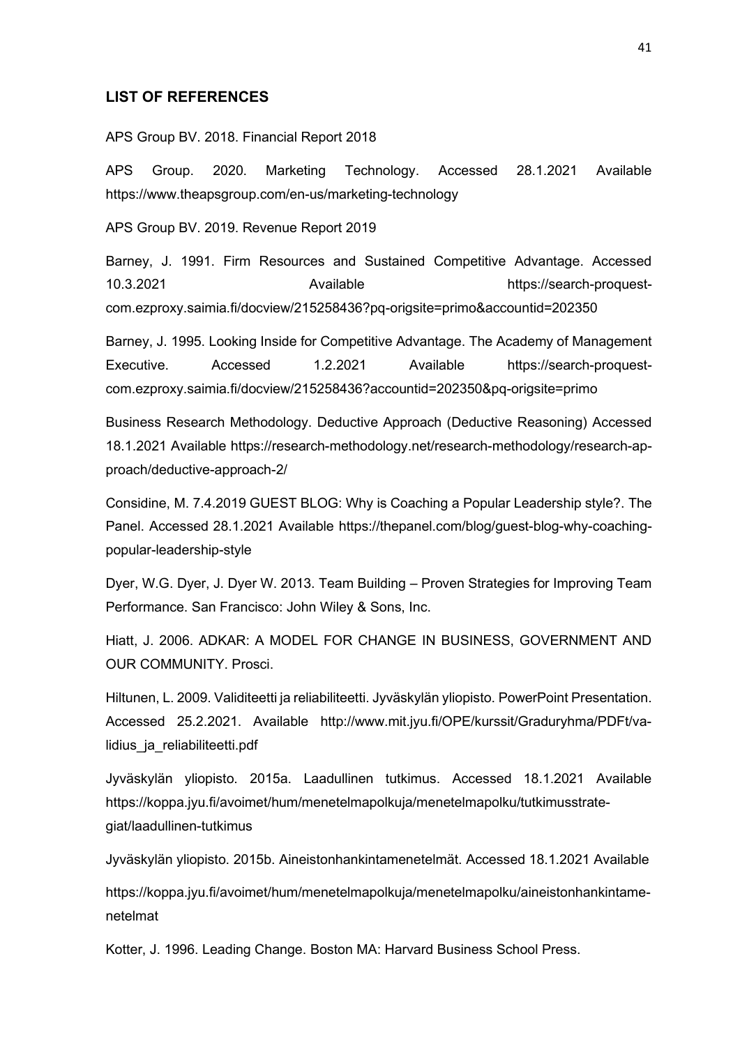## LIST OF REFERENCES

APS Group BV. 2018. Financial Report 2018

APS Group. 2020. Marketing Technology. Accessed 28.1.2021 Available https://www.theapsgroup.com/en-us/marketing-technology

APS Group BV. 2019. Revenue Report 2019

Barney, J. 1991. Firm Resources and Sustained Competitive Advantage. Accessed 10.3.2021 Available https://search-proquest-com.ezproxy.saimia.fi/docview/215258436?pq-origsite=primo&accountid=202350

Barney, J. 1995. Looking Inside for Competitive Advantage. The Academy of Management Executive. Accessed 1.2.2021 Available https://search-proquest-com.ezproxy.saimia.fi/docview/215258436?accountid=202350&pq-origsite=primo

Business Research Methodology. Deductive Approach (Deductive Reasoning) Accessed 18.1.2021 Available https://research-methodology.net/research-methodology/research-approach/deductive-approach-2/

Considine, M. 7.4.2019 GUEST BLOG: Why is Coaching a Popular Leadership style?. The Panel. Accessed 28.1.2021 Available https://thepanel.com/blog/guest-blog-why-coaching-popular-leadership-style

Dyer, W.G. Dyer, J. Dyer W. 2013. Team Building – Proven Strategies for Improving Team Performance. San Francisco: John Wiley & Sons, Inc.

Hiatt, J. 2006. ADKAR: A MODEL FOR CHANGE IN BUSINESS, GOVERNMENT AND OUR COMMUNITY. Prosci.

Hiltunen, L. 2009. Validiteetti ja reliabiliteetti. Jyväskylän yliopisto. PowerPoint Presentation. Accessed 25.2.2021. Available http://www.mit.jyu.fi/OPE/kurssit/Graduryhma/PDFt/validius_ja_reliabiliteetti.pdf

Jyväskylän yliopisto. 2015a. Laadullinen tutkimus. Accessed 18.1.2021 Available https://koppa.jyu.fi/avoimet/hum/menetelmapolkuja/menetelmapolku/tutkimusstrategiat/laadullinen-tutkimus

Jyväskylän yliopisto. 2015b. Aineistonhankintamenetelmät. Accessed 18.1.2021 Available

https://koppa.jyu.fi/avoimet/hum/menetelmapolkuja/menetelmapolku/aineistonhankintamenetelmat

Kotter, J. 1996. Leading Change. Boston MA: Harvard Business School Press.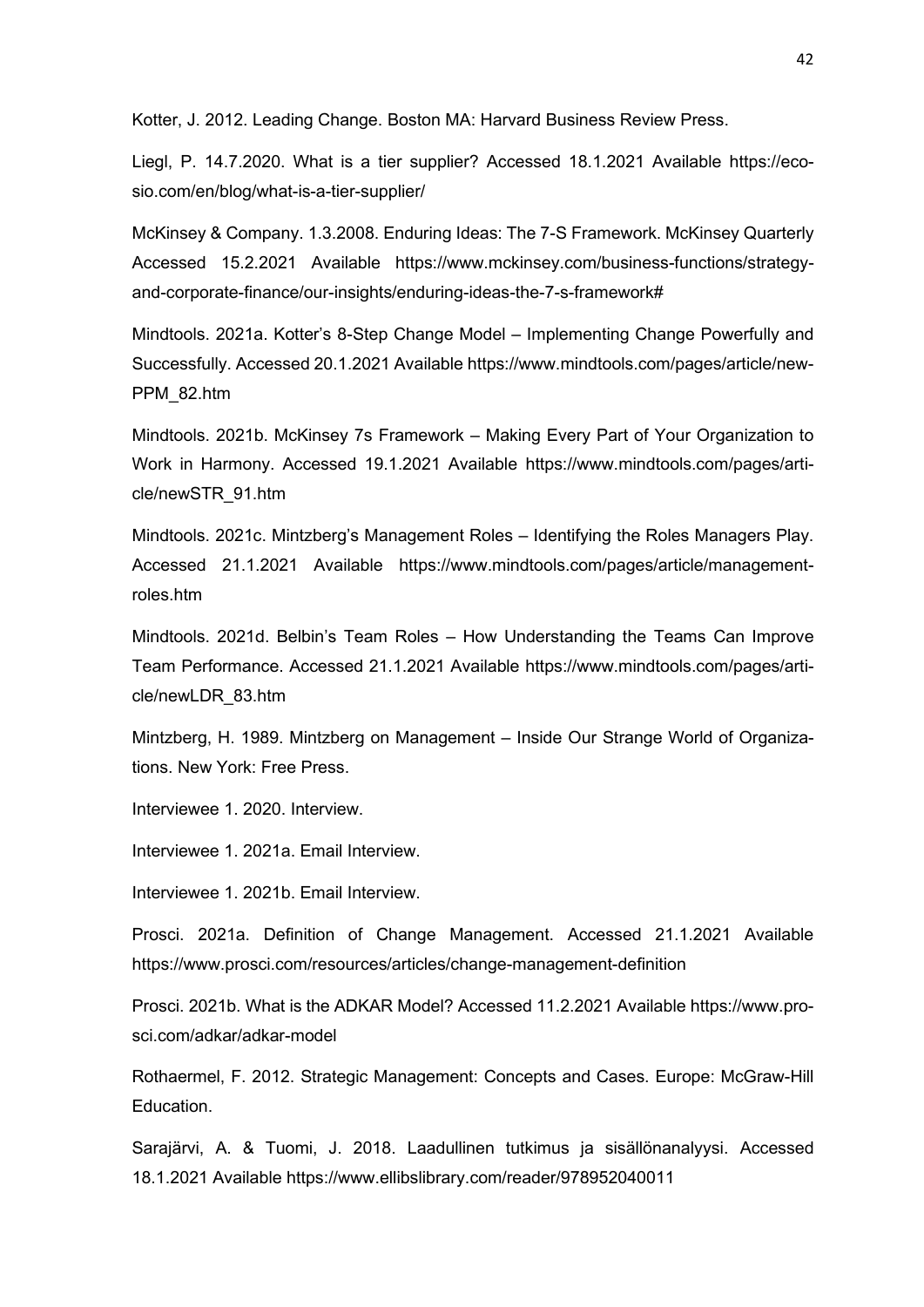Kotter, J. 2012. Leading Change. Boston MA: Harvard Business Review Press.

Liegl, P. 14.7.2020. What is a tier supplier? Accessed 18.1.2021 Available https://ecosio.com/en/blog/what-is-a-tier-supplier/

McKinsey & Company. 1.3.2008. Enduring Ideas: The 7-S Framework. McKinsey Quarterly Accessed 15.2.2021 Available https://www.mckinsey.com/business-functions/strategy-and-corporate-finance/our-insights/enduring-ideas-the-7-s-framework#

Mindtools. 2021a. Kotter's 8-Step Change Model – Implementing Change Powerfully and Successfully. Accessed 20.1.2021 Available https://www.mindtools.com/pages/article/newPPM_82.htm

Mindtools. 2021b. McKinsey 7s Framework – Making Every Part of Your Organization to Work in Harmony. Accessed 19.1.2021 Available https://www.mindtools.com/pages/article/newSTR_91.htm

Mindtools. 2021c. Mintzberg's Management Roles – Identifying the Roles Managers Play. Accessed 21.1.2021 Available https://www.mindtools.com/pages/article/management-roles.htm

Mindtools. 2021d. Belbin's Team Roles – How Understanding the Teams Can Improve Team Performance. Accessed 21.1.2021 Available https://www.mindtools.com/pages/article/newLDR_83.htm

Mintzberg, H. 1989. Mintzberg on Management – Inside Our Strange World of Organizations. New York: Free Press.

Interviewee 1. 2020. Interview.

Interviewee 1. 2021a. Email Interview.

Interviewee 1. 2021b. Email Interview.

Prosci. 2021a. Definition of Change Management. Accessed 21.1.2021 Available https://www.prosci.com/resources/articles/change-management-definition

Prosci. 2021b. What is the ADKAR Model? Accessed 11.2.2021 Available https://www.prosci.com/adkar/adkar-model

Rothaermel, F. 2012. Strategic Management: Concepts and Cases. Europe: McGraw-Hill Education.

Sarajärvi, A. & Tuomi, J. 2018. Laadullinen tutkimus ja sisällönanalyysi. Accessed 18.1.2021 Available https://www.ellibslibrary.com/reader/978952040011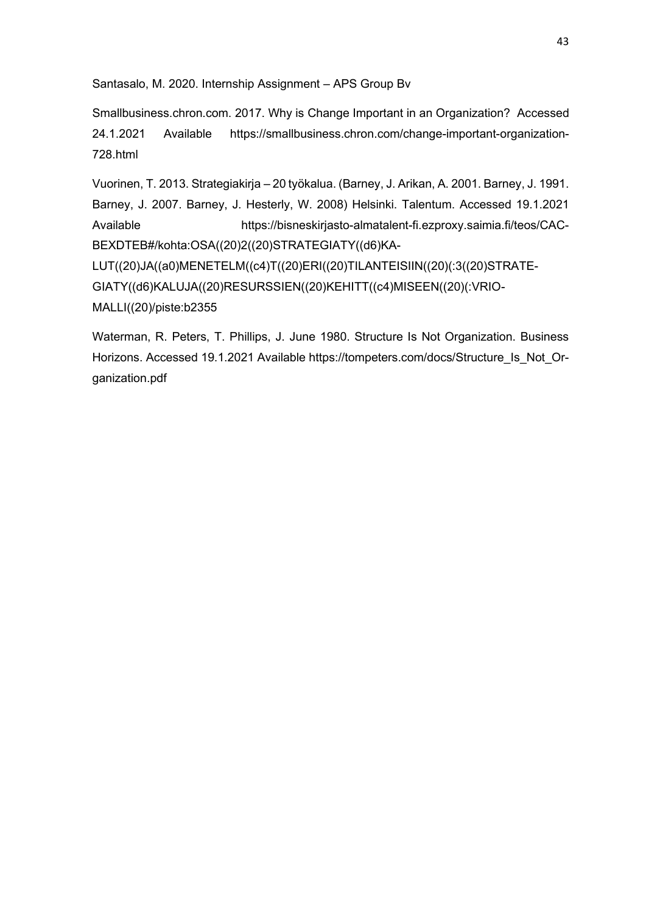Santasalo, M. 2020. Internship Assignment – APS Group Bv

Smallbusiness.chron.com. 2017. Why is Change Important in an Organization? Accessed 24.1.2021 Available https://smallbusiness.chron.com/change-important-organization-728.html

Vuorinen, T. 2013. Strategiakirja – 20 työkalua. (Barney, J. Arikan, A. 2001. Barney, J. 1991. Barney, J. 2007. Barney, J. Hesterly, W. 2008) Helsinki. Talentum. Accessed 19.1.2021 Available https://bisneskirjasto-almatalent-fi.ezproxy.saimia.fi/teos/CAC-BEXDTEB#/kohta:OSA((20)2((20)STRATEGIATY((d6)KA-LUT((20)JA((a0)MENETELM((c4)T((20)ERI((20)TILANTEISIIN((20)(:3((20)STRATE-GIATY((d6)KALUJA((20)RESURSSIEN((20)KEHITT((c4)MISEEN((20)(:VRIO-MALLI((20)/piste:b2355

Waterman, R. Peters, T. Phillips, J. June 1980. Structure Is Not Organization. Business Horizons. Accessed 19.1.2021 Available https://tompeters.com/docs/Structure_Is_Not_Organization.pdf